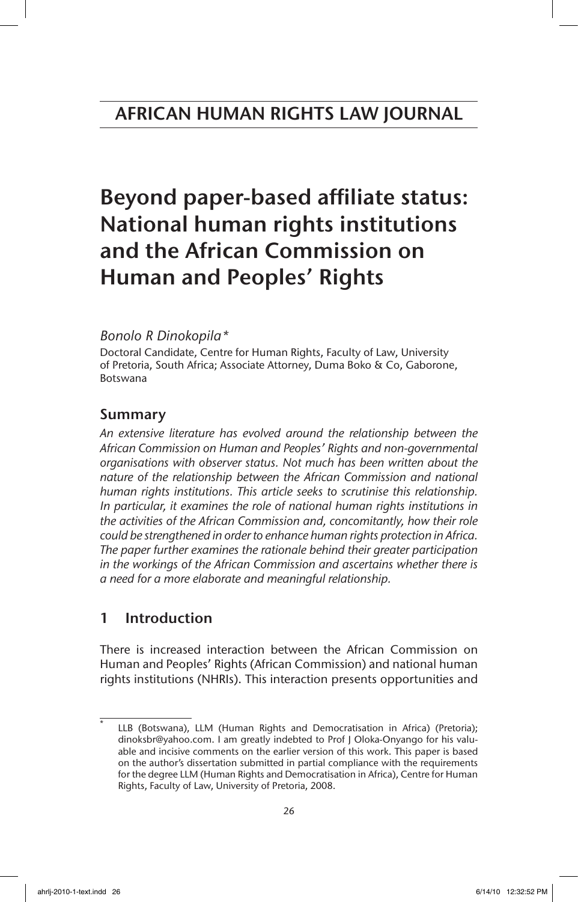# AFRICAN HUMAN RIGHTS LAW JOURNAL

# Beyond paper-based affiliate status: National human rights institutions and the African Commission on Human and Peoples' Rights

*Bonolo R Dinokopila\**

Doctoral Candidate, Centre for Human Rights, Faculty of Law, University of Pretoria, South Africa; Associate Attorney, Duma Boko & Co, Gaborone, Botswana

## Summary

*An extensive literature has evolved around the relationship between the African Commission on Human and Peoples' Rights and non-governmental organisations with observer status. Not much has been written about the nature of the relationship between the African Commission and national human rights institutions. This article seeks to scrutinise this relationship. In particular, it examines the role of national human rights institutions in the activities of the African Commission and, concomitantly, how their role could be strengthened in order to enhance human rights protection in Africa. The paper further examines the rationale behind their greater participation in the workings of the African Commission and ascertains whether there is a need for a more elaborate and meaningful relationship.*

## 1 Introduction

There is increased interaction between the African Commission on Human and Peoples' Rights (African Commission) and national human rights institutions (NHRIs). This interaction presents opportunities and

---

\* LLB (Botswana), LLM (Human Rights and Democratisation in Africa) (Pretoria); dinoksbr@yahoo.com. I am greatly indebted to Prof J Oloka-Onyango for his valuable and incisive comments on the earlier version of this work. This paper is based on the author's dissertation submitted in partial compliance with the requirements for the degree LLM (Human Rights and Democratisation in Africa), Centre for Human Rights, Faculty of Law, University of Pretoria, 2008.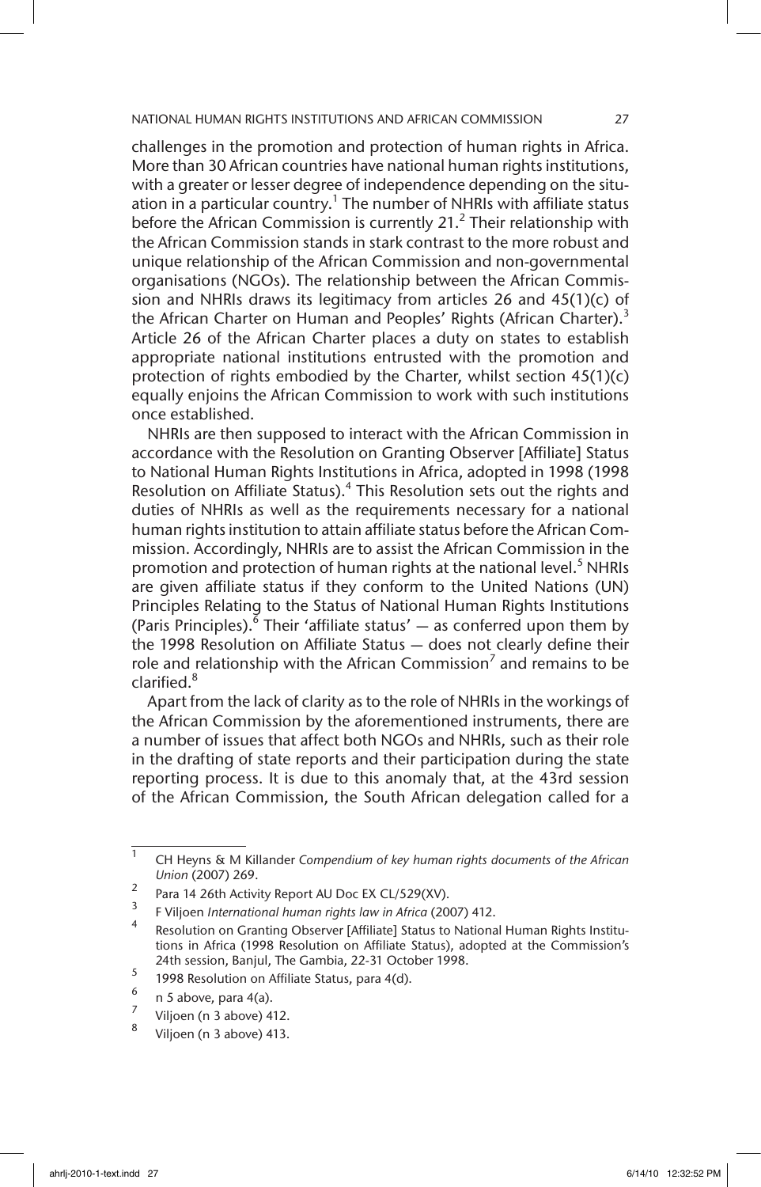challenges in the promotion and protection of human rights in Africa. More than 30 African countries have national human rights institutions, with a greater or lesser degree of independence depending on the situation in a particular country.[1] The number of NHRIs with affiliate status before the African Commission is currently 21.[2] Their relationship with the African Commission stands in stark contrast to the more robust and unique relationship of the African Commission and non-governmental organisations (NGOs). The relationship between the African Commission and NHRIs draws its legitimacy from articles 26 and 45(1)(c) of the African Charter on Human and Peoples' Rights (African Charter).[3] Article 26 of the African Charter places a duty on states to establish appropriate national institutions entrusted with the promotion and protection of rights embodied by the Charter, whilst section 45(1)(c) equally enjoins the African Commission to work with such institutions once established.

NHRIs are then supposed to interact with the African Commission in accordance with the Resolution on Granting Observer [Affiliate] Status to National Human Rights Institutions in Africa, adopted in 1998 (1998 Resolution on Affiliate Status).[4] This Resolution sets out the rights and duties of NHRIs as well as the requirements necessary for a national human rights institution to attain affiliate status before the African Commission. Accordingly, NHRIs are to assist the African Commission in the promotion and protection of human rights at the national level.[5] NHRIs are given affiliate status if they conform to the United Nations (UN) Principles Relating to the Status of National Human Rights Institutions (Paris Principles).[6] Their 'affiliate status' — as conferred upon them by the 1998 Resolution on Affiliate Status — does not clearly define their role and relationship with the African Commission[7] and remains to be clarified.[8]

Apart from the lack of clarity as to the role of NHRIs in the workings of the African Commission by the aforementioned instruments, there are a number of issues that affect both NGOs and NHRIs, such as their role in the drafting of state reports and their participation during the state reporting process. It is due to this anomaly that, at the 43rd session of the African Commission, the South African delegation called for a

---

1 CH Heyns & M Killander *Compendium of key human rights documents of the African Union* (2007) 269.

2 Para 14 26th Activity Report AU Doc EX CL/529(XV).

3 F Viljoen *International human rights law in Africa* (2007) 412.

4 Resolution on Granting Observer [Affiliate] Status to National Human Rights Institutions in Africa (1998 Resolution on Affiliate Status), adopted at the Commission's 24th session, Banjul, The Gambia, 22-31 October 1998.

5 1998 Resolution on Affiliate Status, para 4(d).

6 n 5 above, para 4(a).

7 Viljoen (n 3 above) 412.

8 Viljoen (n 3 above) 413.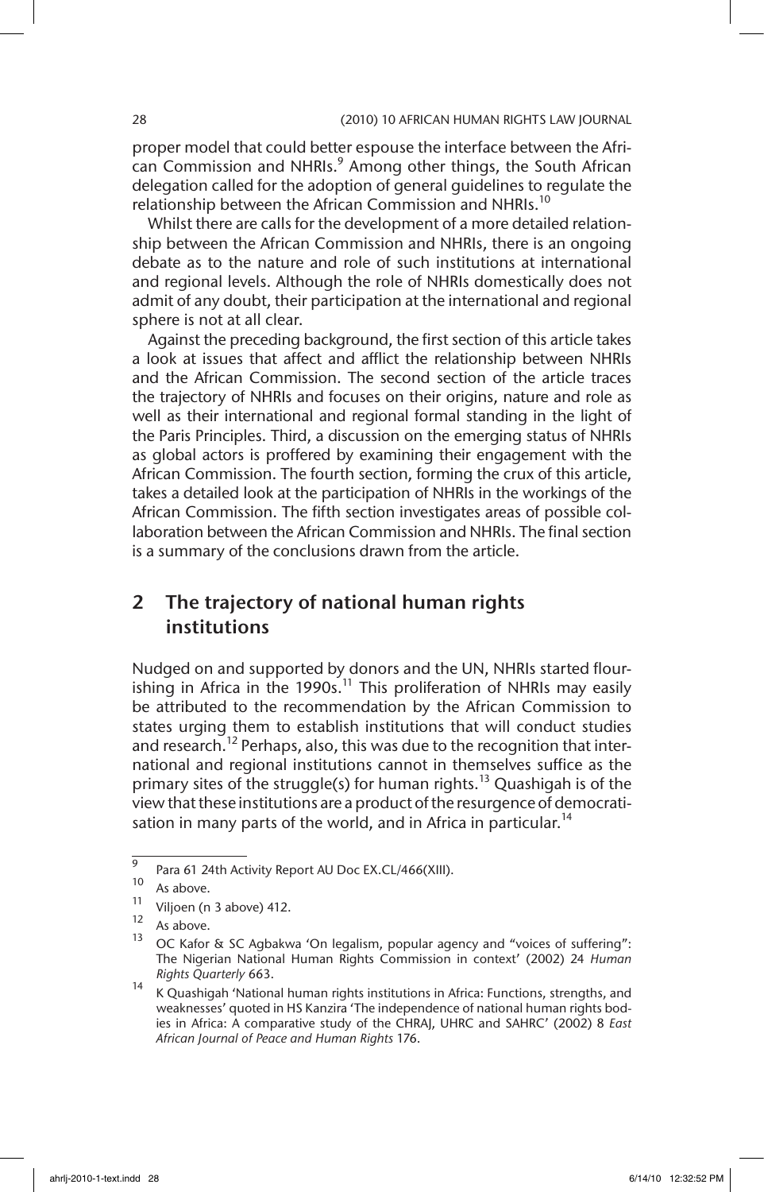proper model that could better espouse the interface between the African Commission and NHRIs.[9] Among other things, the South African delegation called for the adoption of general guidelines to regulate the relationship between the African Commission and NHRIs.[10]

Whilst there are calls for the development of a more detailed relationship between the African Commission and NHRIs, there is an ongoing debate as to the nature and role of such institutions at international and regional levels. Although the role of NHRIs domestically does not admit of any doubt, their participation at the international and regional sphere is not at all clear.

Against the preceding background, the first section of this article takes a look at issues that affect and afflict the relationship between NHRIs and the African Commission. The second section of the article traces the trajectory of NHRIs and focuses on their origins, nature and role as well as their international and regional formal standing in the light of the Paris Principles. Third, a discussion on the emerging status of NHRIs as global actors is proffered by examining their engagement with the African Commission. The fourth section, forming the crux of this article, takes a detailed look at the participation of NHRIs in the workings of the African Commission. The fifth section investigates areas of possible collaboration between the African Commission and NHRIs. The final section is a summary of the conclusions drawn from the article.

## 2 The trajectory of national human rights institutions

Nudged on and supported by donors and the UN, NHRIs started flourishing in Africa in the 1990s.[11] This proliferation of NHRIs may easily be attributed to the recommendation by the African Commission to states urging them to establish institutions that will conduct studies and research.[12] Perhaps, also, this was due to the recognition that international and regional institutions cannot in themselves suffice as the primary sites of the struggle(s) for human rights.[13] Quashigah is of the view that these institutions are a product of the resurgence of democratisation in many parts of the world, and in Africa in particular.[14]

---

9 Para 61 24th Activity Report AU Doc EX.CL/466(XIII).

10 As above.

11 Viljoen (n 3 above) 412.

12 As above.

13 OC Kafor & SC Agbakwa 'On legalism, popular agency and "voices of suffering": The Nigerian National Human Rights Commission in context' (2002) 24 *Human Rights Quarterly* 663.

14 K Quashigah 'National human rights institutions in Africa: Functions, strengths, and weaknesses' quoted in HS Kanzira 'The independence of national human rights bodies in Africa: A comparative study of the CHRAJ, UHRC and SAHRC' (2002) 8 *East African Journal of Peace and Human Rights* 176.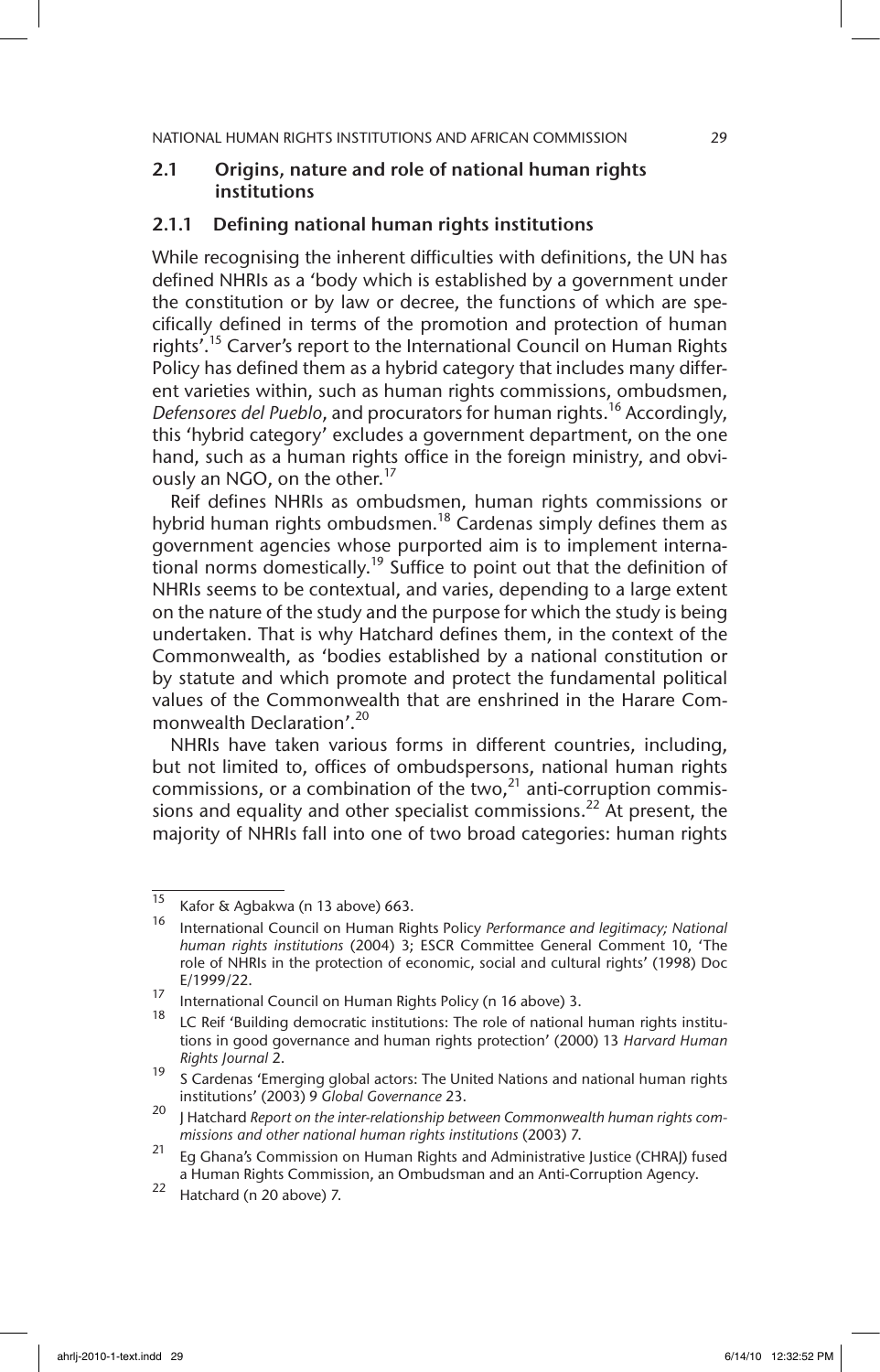## 2.1 Origins, nature and role of national human rights institutions

### 2.1.1 Defining national human rights institutions

While recognising the inherent difficulties with definitions, the UN has defined NHRIs as a 'body which is established by a government under the constitution or by law or decree, the functions of which are specifically defined in terms of the promotion and protection of human rights'.[15] Carver's report to the International Council on Human Rights Policy has defined them as a hybrid category that includes many different varieties within, such as human rights commissions, ombudsmen, *Defensores del Pueblo*, and procurators for human rights.[16] Accordingly, this 'hybrid category' excludes a government department, on the one hand, such as a human rights office in the foreign ministry, and obviously an NGO, on the other.[17]

Reif defines NHRIs as ombudsmen, human rights commissions or hybrid human rights ombudsmen.[18] Cardenas simply defines them as government agencies whose purported aim is to implement international norms domestically.[19] Suffice to point out that the definition of NHRIs seems to be contextual, and varies, depending to a large extent on the nature of the study and the purpose for which the study is being undertaken. That is why Hatchard defines them, in the context of the Commonwealth, as 'bodies established by a national constitution or by statute and which promote and protect the fundamental political values of the Commonwealth that are enshrined in the Harare Commonwealth Declaration'.[20]

NHRIs have taken various forms in different countries, including, but not limited to, offices of ombudspersons, national human rights commissions, or a combination of the two,[21] anti-corruption commissions and equality and other specialist commissions.[22] At present, the majority of NHRIs fall into one of two broad categories: human rights

---

15 Kafor & Agbakwa (n 13 above) 663.

16 International Council on Human Rights Policy *Performance and legitimacy; National human rights institutions* (2004) 3; ESCR Committee General Comment 10, 'The role of NHRIs in the protection of economic, social and cultural rights' (1998) Doc E/1999/22.

17 International Council on Human Rights Policy (n 16 above) 3.

18 LC Reif 'Building democratic institutions: The role of national human rights institutions in good governance and human rights protection' (2000) 13 *Harvard Human Rights Journal* 2.

19 S Cardenas 'Emerging global actors: The United Nations and national human rights institutions' (2003) 9 *Global Governance* 23.

20 J Hatchard *Report on the inter-relationship between Commonwealth human rights commissions and other national human rights institutions* (2003) 7.

21 Eg Ghana's Commission on Human Rights and Administrative Justice (CHRAJ) fused a Human Rights Commission, an Ombudsman and an Anti-Corruption Agency.

22 Hatchard (n 20 above) 7.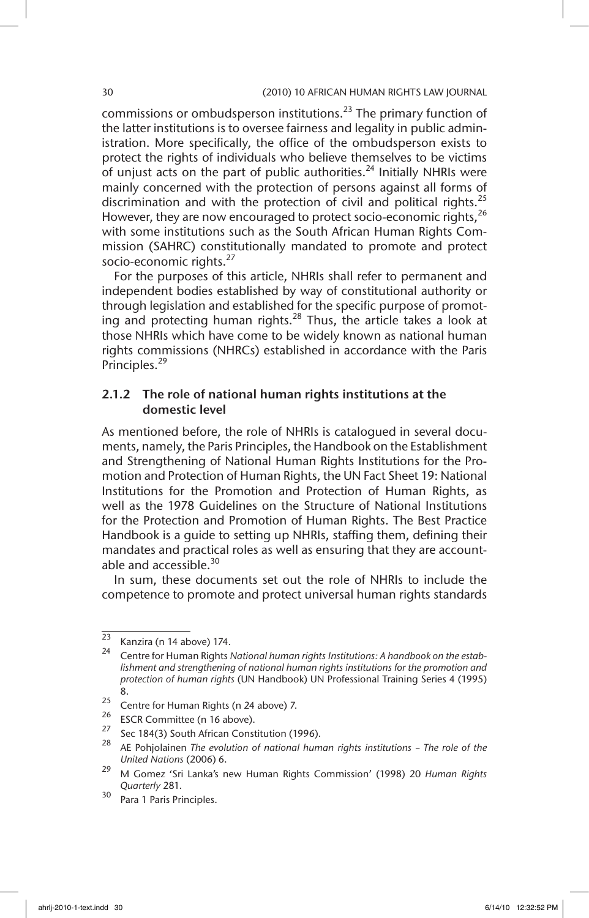commissions or ombudsperson institutions.[23] The primary function of the latter institutions is to oversee fairness and legality in public administration. More specifically, the office of the ombudsperson exists to protect the rights of individuals who believe themselves to be victims of unjust acts on the part of public authorities.[24] Initially NHRIs were mainly concerned with the protection of persons against all forms of discrimination and with the protection of civil and political rights.[25] However, they are now encouraged to protect socio-economic rights,[26] with some institutions such as the South African Human Rights Commission (SAHRC) constitutionally mandated to promote and protect socio-economic rights.[27]

For the purposes of this article, NHRIs shall refer to permanent and independent bodies established by way of constitutional authority or through legislation and established for the specific purpose of promoting and protecting human rights.[28] Thus, the article takes a look at those NHRIs which have come to be widely known as national human rights commissions (NHRCs) established in accordance with the Paris Principles.[29]

### 2.1.2 The role of national human rights institutions at the domestic level

As mentioned before, the role of NHRIs is catalogued in several documents, namely, the Paris Principles, the Handbook on the Establishment and Strengthening of National Human Rights Institutions for the Promotion and Protection of Human Rights, the UN Fact Sheet 19: National Institutions for the Promotion and Protection of Human Rights, as well as the 1978 Guidelines on the Structure of National Institutions for the Protection and Promotion of Human Rights. The Best Practice Handbook is a guide to setting up NHRIs, staffing them, defining their mandates and practical roles as well as ensuring that they are accountable and accessible.[30]

In sum, these documents set out the role of NHRIs to include the competence to promote and protect universal human rights standards

---

[23] Kanzira (n 14 above) 174.

[24] Centre for Human Rights *National human rights Institutions: A handbook on the establishment and strengthening of national human rights institutions for the promotion and protection of human rights* (UN Handbook) UN Professional Training Series 4 (1995) 8.

[25] Centre for Human Rights (n 24 above) 7.

[26] ESCR Committee (n 16 above).

[27] Sec 184(3) South African Constitution (1996).

[28] AE Pohjolainen *The evolution of national human rights institutions – The role of the United Nations* (2006) 6.

[29] M Gomez 'Sri Lanka's new Human Rights Commission' (1998) 20 *Human Rights Quarterly* 281.

[30] Para 1 Paris Principles.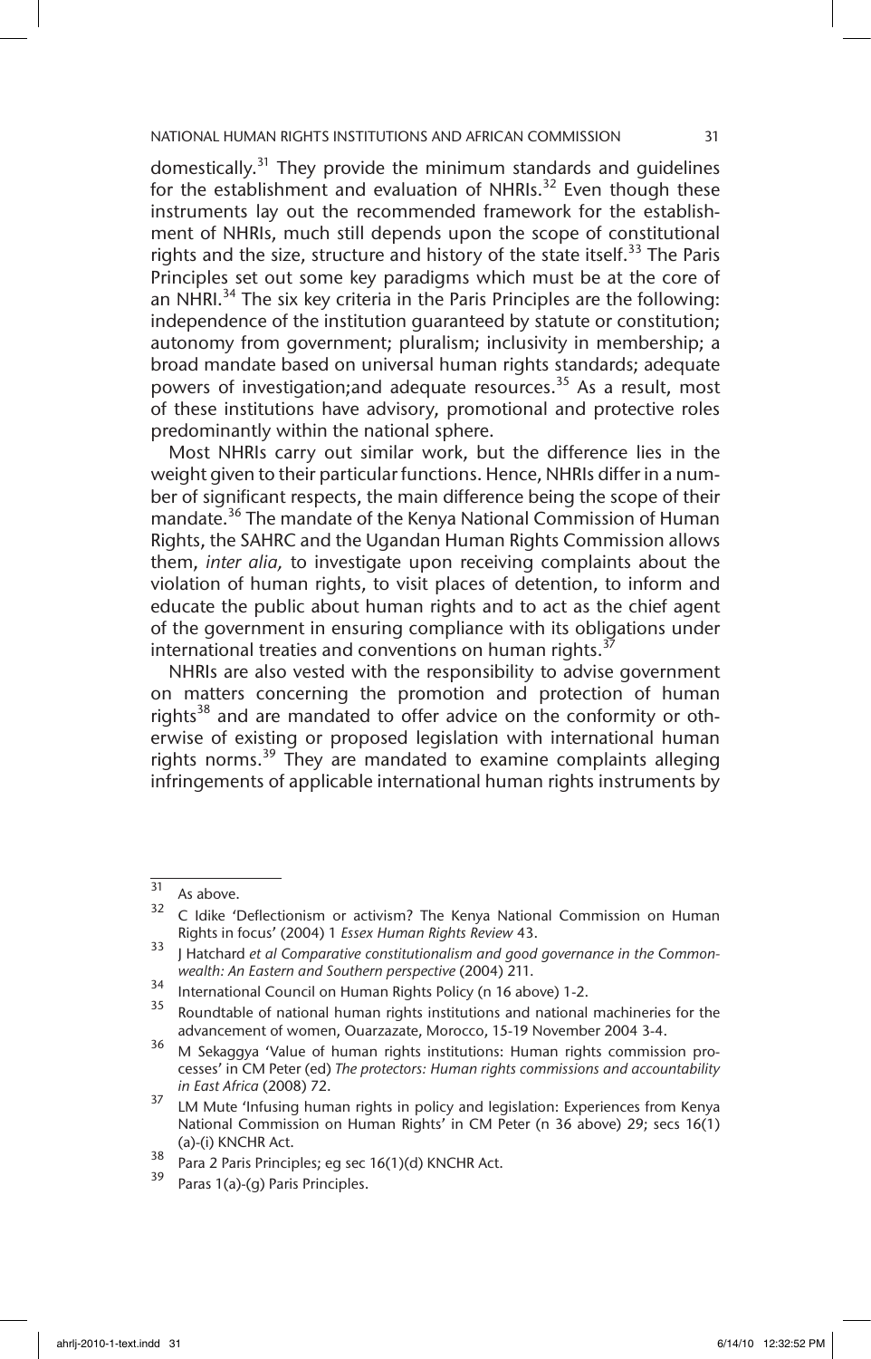domestically.[31] They provide the minimum standards and guidelines for the establishment and evaluation of NHRIs.[32] Even though these instruments lay out the recommended framework for the establishment of NHRIs, much still depends upon the scope of constitutional rights and the size, structure and history of the state itself.[33] The Paris Principles set out some key paradigms which must be at the core of an NHRI.[34] The six key criteria in the Paris Principles are the following: independence of the institution guaranteed by statute or constitution; autonomy from government; pluralism; inclusivity in membership; a broad mandate based on universal human rights standards; adequate powers of investigation;and adequate resources.[35] As a result, most of these institutions have advisory, promotional and protective roles predominantly within the national sphere.

Most NHRIs carry out similar work, but the difference lies in the weight given to their particular functions. Hence, NHRIs differ in a number of significant respects, the main difference being the scope of their mandate.[36] The mandate of the Kenya National Commission of Human Rights, the SAHRC and the Ugandan Human Rights Commission allows them, *inter alia,* to investigate upon receiving complaints about the violation of human rights, to visit places of detention, to inform and educate the public about human rights and to act as the chief agent of the government in ensuring compliance with its obligations under international treaties and conventions on human rights.[37]

NHRIs are also vested with the responsibility to advise government on matters concerning the promotion and protection of human rights[38] and are mandated to offer advice on the conformity or otherwise of existing or proposed legislation with international human rights norms.[39] They are mandated to examine complaints alleging infringements of applicable international human rights instruments by

---

[31] As above.

[32] C Idike 'Deflectionism or activism? The Kenya National Commission on Human Rights in focus' (2004) 1 *Essex Human Rights Review* 43.

[33] J Hatchard *et al Comparative constitutionalism and good governance in the Commonwealth: An Eastern and Southern perspective* (2004) 211.

[34] International Council on Human Rights Policy (n 16 above) 1-2.

[35] Roundtable of national human rights institutions and national machineries for the advancement of women, Ouarzazate, Morocco, 15-19 November 2004 3-4.

[36] M Sekaggya 'Value of human rights institutions: Human rights commission processes' in CM Peter (ed) *The protectors: Human rights commissions and accountability in East Africa* (2008) 72.

[37] LM Mute 'Infusing human rights in policy and legislation: Experiences from Kenya National Commission on Human Rights' in CM Peter (n 36 above) 29; secs 16(1)(a)-(i) KNCHR Act.

[38] Para 2 Paris Principles; eg sec 16(1)(d) KNCHR Act.

[39] Paras 1(a)-(g) Paris Principles.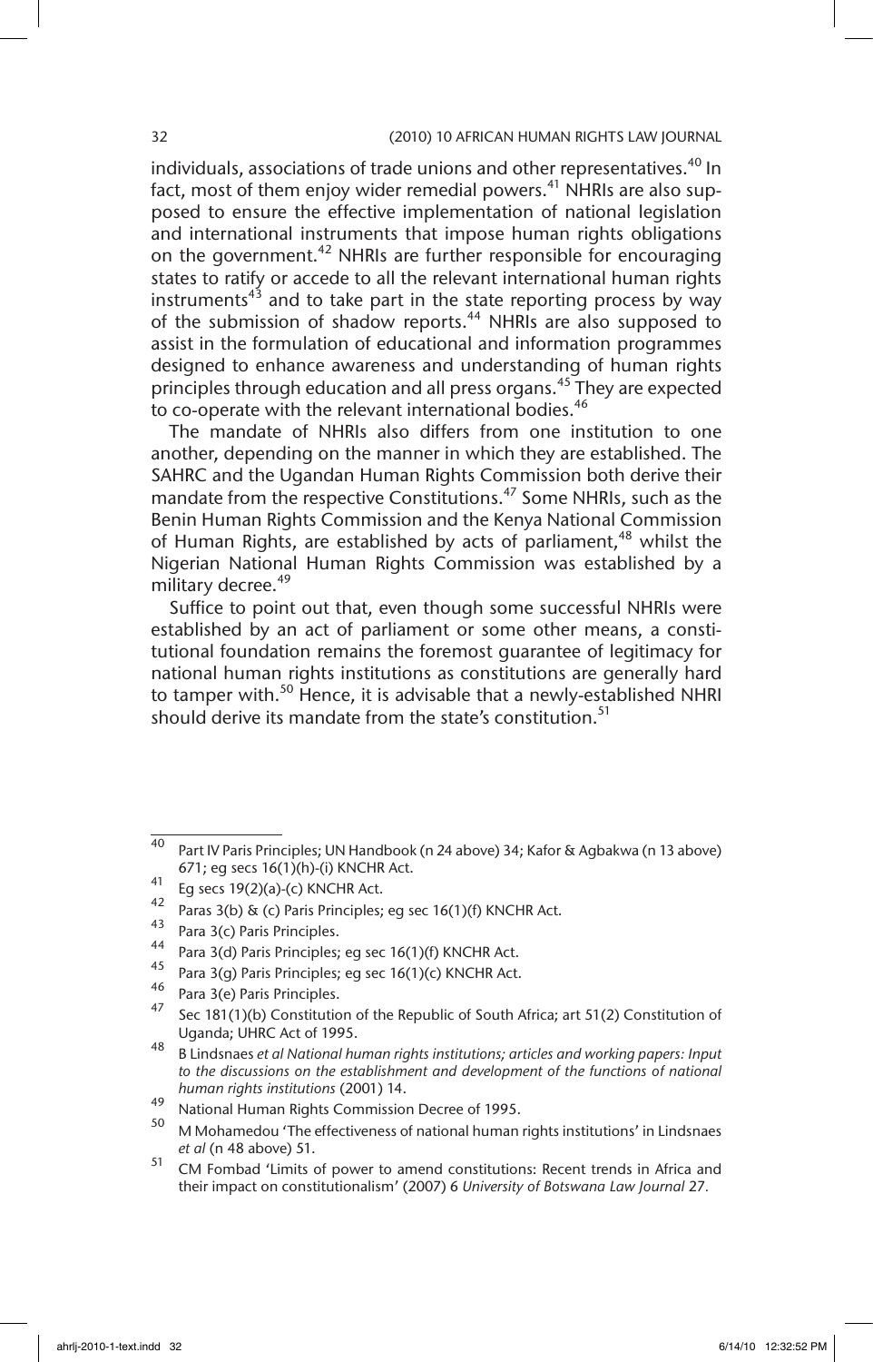individuals, associations of trade unions and other representatives.[40] In fact, most of them enjoy wider remedial powers.[41] NHRIs are also supposed to ensure the effective implementation of national legislation and international instruments that impose human rights obligations on the government.[42] NHRIs are further responsible for encouraging states to ratify or accede to all the relevant international human rights instruments[43] and to take part in the state reporting process by way of the submission of shadow reports.[44] NHRIs are also supposed to assist in the formulation of educational and information programmes designed to enhance awareness and understanding of human rights principles through education and all press organs.[45] They are expected to co-operate with the relevant international bodies.[46]

The mandate of NHRIs also differs from one institution to one another, depending on the manner in which they are established. The SAHRC and the Ugandan Human Rights Commission both derive their mandate from the respective Constitutions.[47] Some NHRIs, such as the Benin Human Rights Commission and the Kenya National Commission of Human Rights, are established by acts of parliament,[48] whilst the Nigerian National Human Rights Commission was established by a military decree.[49]

Suffice to point out that, even though some successful NHRIs were established by an act of parliament or some other means, a constitutional foundation remains the foremost guarantee of legitimacy for national human rights institutions as constitutions are generally hard to tamper with.[50] Hence, it is advisable that a newly-established NHRI should derive its mandate from the state's constitution.[51]

---

40 Part IV Paris Principles; UN Handbook (n 24 above) 34; Kafor & Agbakwa (n 13 above) 671; eg secs 16(1)(h)-(i) KNCHR Act.

41 Eg secs 19(2)(a)-(c) KNCHR Act.

42 Paras 3(b) & (c) Paris Principles; eg sec 16(1)(f) KNCHR Act.

43 Para 3(c) Paris Principles.

44 Para 3(d) Paris Principles; eg sec 16(1)(f) KNCHR Act.

45 Para 3(g) Paris Principles; eg sec 16(1)(c) KNCHR Act.

46 Para 3(e) Paris Principles.

47 Sec 181(1)(b) Constitution of the Republic of South Africa; art 51(2) Constitution of Uganda; UHRC Act of 1995.

48 B Lindsnaes *et al National human rights institutions; articles and working papers: Input to the discussions on the establishment and development of the functions of national human rights institutions* (2001) 14.

49 National Human Rights Commission Decree of 1995.

50 M Mohamedou 'The effectiveness of national human rights institutions' in Lindsnaes *et al* (n 48 above) 51.

51 CM Fombad 'Limits of power to amend constitutions: Recent trends in Africa and their impact on constitutionalism' (2007) 6 *University of Botswana Law Journal* 27.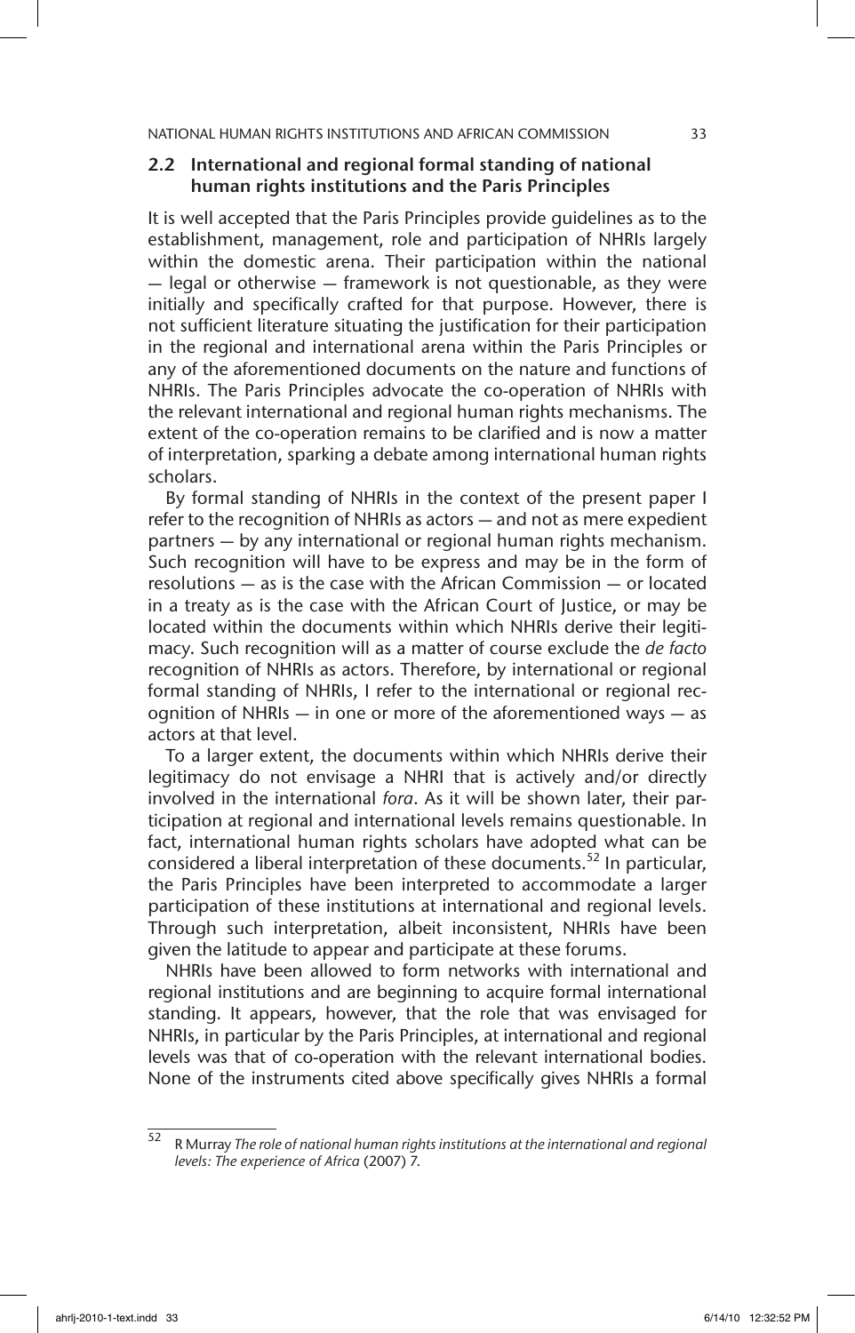## 2.2 International and regional formal standing of national human rights institutions and the Paris Principles

It is well accepted that the Paris Principles provide guidelines as to the establishment, management, role and participation of NHRIs largely within the domestic arena. Their participation within the national — legal or otherwise — framework is not questionable, as they were initially and specifically crafted for that purpose. However, there is not sufficient literature situating the justification for their participation in the regional and international arena within the Paris Principles or any of the aforementioned documents on the nature and functions of NHRIs. The Paris Principles advocate the co-operation of NHRIs with the relevant international and regional human rights mechanisms. The extent of the co-operation remains to be clarified and is now a matter of interpretation, sparking a debate among international human rights scholars.

By formal standing of NHRIs in the context of the present paper I refer to the recognition of NHRIs as actors — and not as mere expedient partners — by any international or regional human rights mechanism. Such recognition will have to be express and may be in the form of resolutions — as is the case with the African Commission — or located in a treaty as is the case with the African Court of Justice, or may be located within the documents within which NHRIs derive their legitimacy. Such recognition will as a matter of course exclude the *de facto* recognition of NHRIs as actors. Therefore, by international or regional formal standing of NHRIs, I refer to the international or regional recognition of NHRIs — in one or more of the aforementioned ways — as actors at that level.

To a larger extent, the documents within which NHRIs derive their legitimacy do not envisage a NHRI that is actively and/or directly involved in the international *fora*. As it will be shown later, their participation at regional and international levels remains questionable. In fact, international human rights scholars have adopted what can be considered a liberal interpretation of these documents.[52] In particular, the Paris Principles have been interpreted to accommodate a larger participation of these institutions at international and regional levels. Through such interpretation, albeit inconsistent, NHRIs have been given the latitude to appear and participate at these forums.

NHRIs have been allowed to form networks with international and regional institutions and are beginning to acquire formal international standing. It appears, however, that the role that was envisaged for NHRIs, in particular by the Paris Principles, at international and regional levels was that of co-operation with the relevant international bodies. None of the instruments cited above specifically gives NHRIs a formal

---

[52] R Murray *The role of national human rights institutions at the international and regional levels: The experience of Africa* (2007) 7.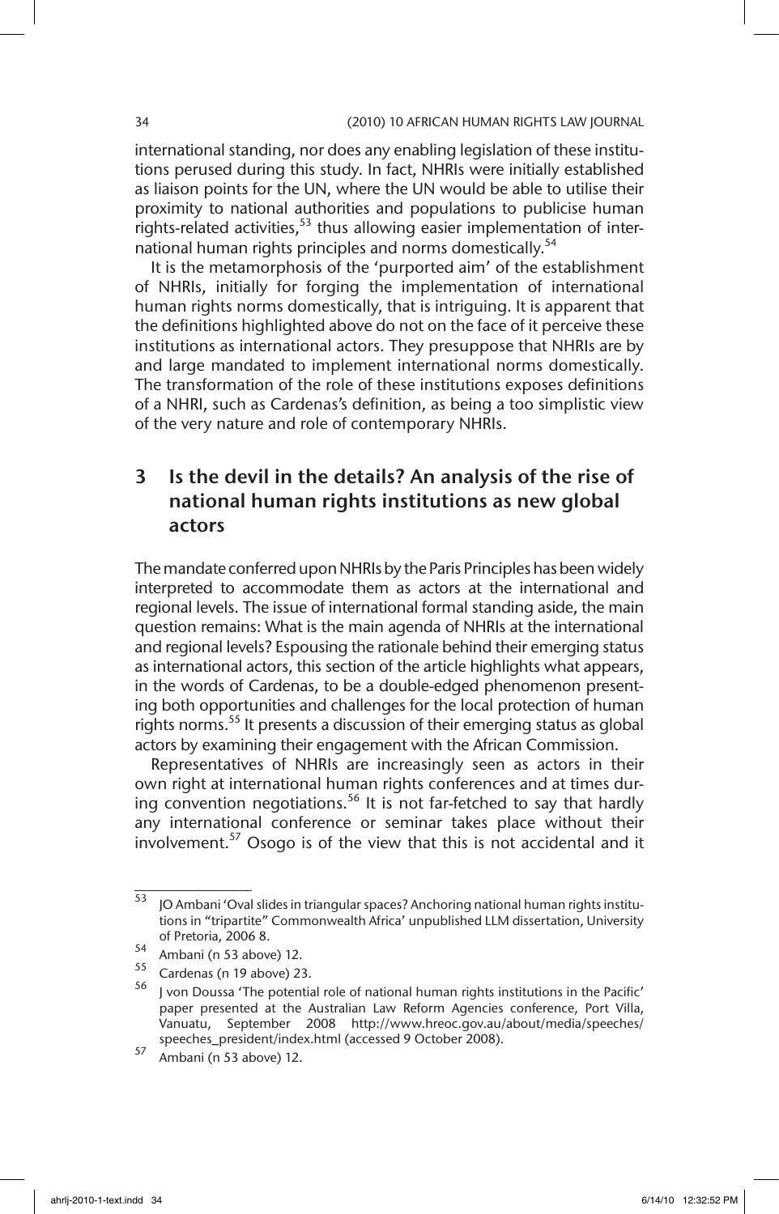international standing, nor does any enabling legislation of these institutions perused during this study. In fact, NHRIs were initially established as liaison points for the UN, where the UN would be able to utilise their proximity to national authorities and populations to publicise human rights-related activities,[53] thus allowing easier implementation of international human rights principles and norms domestically.[54]

It is the metamorphosis of the 'purported aim' of the establishment of NHRIs, initially for forging the implementation of international human rights norms domestically, that is intriguing. It is apparent that the definitions highlighted above do not on the face of it perceive these institutions as international actors. They presuppose that NHRIs are by and large mandated to implement international norms domestically. The transformation of the role of these institutions exposes definitions of a NHRI, such as Cardenas's definition, as being a too simplistic view of the very nature and role of contemporary NHRIs.

## 3 Is the devil in the details? An analysis of the rise of national human rights institutions as new global actors

The mandate conferred upon NHRIs by the Paris Principles has been widely interpreted to accommodate them as actors at the international and regional levels. The issue of international formal standing aside, the main question remains: What is the main agenda of NHRIs at the international and regional levels? Espousing the rationale behind their emerging status as international actors, this section of the article highlights what appears, in the words of Cardenas, to be a double-edged phenomenon presenting both opportunities and challenges for the local protection of human rights norms.[55] It presents a discussion of their emerging status as global actors by examining their engagement with the African Commission.

Representatives of NHRIs are increasingly seen as actors in their own right at international human rights conferences and at times during convention negotiations.[56] It is not far-fetched to say that hardly any international conference or seminar takes place without their involvement.[57] Osogo is of the view that this is not accidental and it

---

[53] JO Ambani 'Oval slides in triangular spaces? Anchoring national human rights institutions in "tripartite" Commonwealth Africa' unpublished LLM dissertation, University of Pretoria, 2006 8.

[54] Ambani (n 53 above) 12.

[55] Cardenas (n 19 above) 23.

[56] J von Doussa 'The potential role of national human rights institutions in the Pacific' paper presented at the Australian Law Reform Agencies conference, Port Villa, Vanuatu, September 2008 http://www.hreoc.gov.au/about/media/speeches/speeches_president/index.html (accessed 9 October 2008).

[57] Ambani (n 53 above) 12.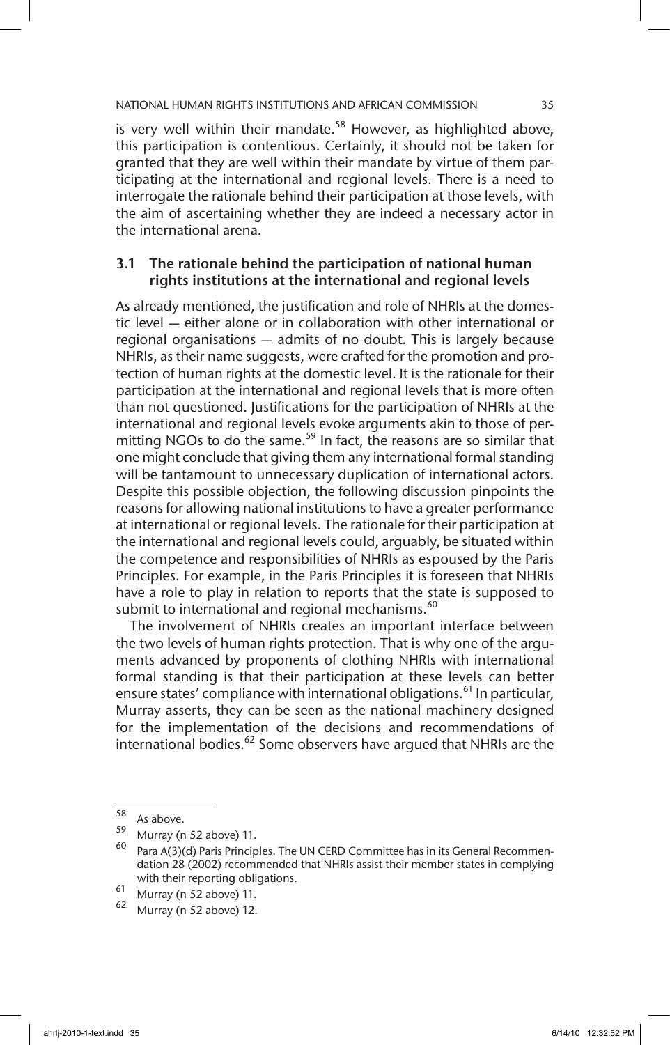is very well within their mandate.[58] However, as highlighted above, this participation is contentious. Certainly, it should not be taken for granted that they are well within their mandate by virtue of them participating at the international and regional levels. There is a need to interrogate the rationale behind their participation at those levels, with the aim of ascertaining whether they are indeed a necessary actor in the international arena.

### 3.1 The rationale behind the participation of national human rights institutions at the international and regional levels

As already mentioned, the justification and role of NHRIs at the domestic level — either alone or in collaboration with other international or regional organisations — admits of no doubt. This is largely because NHRIs, as their name suggests, were crafted for the promotion and protection of human rights at the domestic level. It is the rationale for their participation at the international and regional levels that is more often than not questioned. Justifications for the participation of NHRIs at the international and regional levels evoke arguments akin to those of permitting NGOs to do the same.[59] In fact, the reasons are so similar that one might conclude that giving them any international formal standing will be tantamount to unnecessary duplication of international actors. Despite this possible objection, the following discussion pinpoints the reasons for allowing national institutions to have a greater performance at international or regional levels. The rationale for their participation at the international and regional levels could, arguably, be situated within the competence and responsibilities of NHRIs as espoused by the Paris Principles. For example, in the Paris Principles it is foreseen that NHRIs have a role to play in relation to reports that the state is supposed to submit to international and regional mechanisms.[60]

The involvement of NHRIs creates an important interface between the two levels of human rights protection. That is why one of the arguments advanced by proponents of clothing NHRIs with international formal standing is that their participation at these levels can better ensure states' compliance with international obligations.[61] In particular, Murray asserts, they can be seen as the national machinery designed for the implementation of the decisions and recommendations of international bodies.[62] Some observers have argued that NHRIs are the

---

[58] As above.

[59] Murray (n 52 above) 11.

[60] Para A(3)(d) Paris Principles. The UN CERD Committee has in its General Recommendation 28 (2002) recommended that NHRIs assist their member states in complying with their reporting obligations.

[61] Murray (n 52 above) 11.

[62] Murray (n 52 above) 12.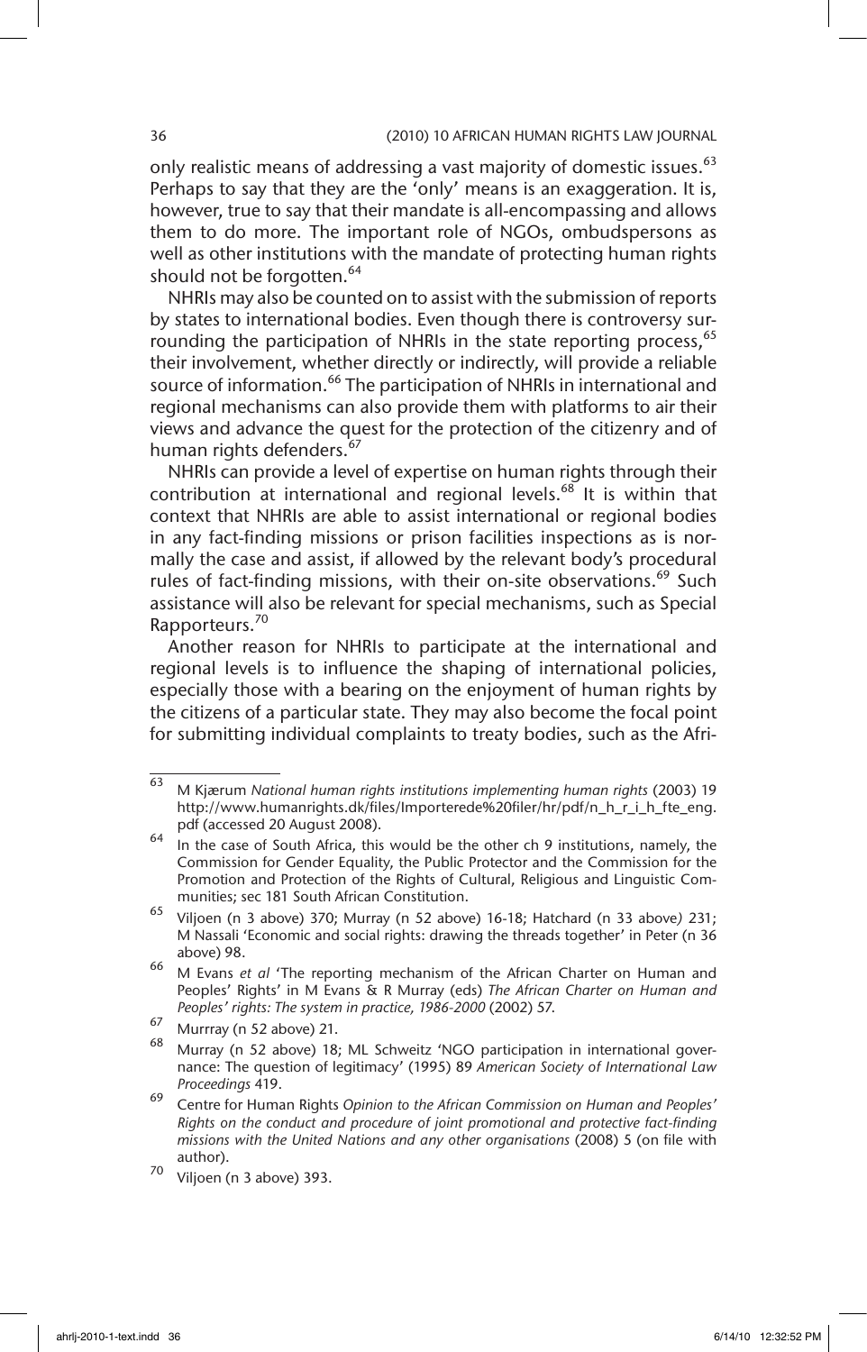only realistic means of addressing a vast majority of domestic issues.[63] Perhaps to say that they are the 'only' means is an exaggeration. It is, however, true to say that their mandate is all-encompassing and allows them to do more. The important role of NGOs, ombudspersons as well as other institutions with the mandate of protecting human rights should not be forgotten.[64]

NHRIs may also be counted on to assist with the submission of reports by states to international bodies. Even though there is controversy surrounding the participation of NHRIs in the state reporting process,[65] their involvement, whether directly or indirectly, will provide a reliable source of information.[66] The participation of NHRIs in international and regional mechanisms can also provide them with platforms to air their views and advance the quest for the protection of the citizenry and of human rights defenders.[67]

NHRIs can provide a level of expertise on human rights through their contribution at international and regional levels.[68] It is within that context that NHRIs are able to assist international or regional bodies in any fact-finding missions or prison facilities inspections as is normally the case and assist, if allowed by the relevant body's procedural rules of fact-finding missions, with their on-site observations.[69] Such assistance will also be relevant for special mechanisms, such as Special Rapporteurs.[70]

Another reason for NHRIs to participate at the international and regional levels is to influence the shaping of international policies, especially those with a bearing on the enjoyment of human rights by the citizens of a particular state. They may also become the focal point for submitting individual complaints to treaty bodies, such as the Afri-

---

63 M Kjærum *National human rights institutions implementing human rights* (2003) 19 http://www.humanrights.dk/files/Importerede%20filer/hr/pdf/n_h_r_i_h_fte_eng.pdf (accessed 20 August 2008).

64 In the case of South Africa, this would be the other ch 9 institutions, namely, the Commission for Gender Equality, the Public Protector and the Commission for the Promotion and Protection of the Rights of Cultural, Religious and Linguistic Communities; sec 181 South African Constitution.

65 Viljoen (n 3 above) 370; Murray (n 52 above) 16-18; Hatchard (n 33 above) 231; M Nassali 'Economic and social rights: drawing the threads together' in Peter (n 36 above) 98.

66 M Evans *et al* 'The reporting mechanism of the African Charter on Human and Peoples' Rights' in M Evans & R Murray (eds) *The African Charter on Human and Peoples' rights: The system in practice, 1986-2000* (2002) 57.

67 Murrray (n 52 above) 21.

68 Murray (n 52 above) 18; ML Schweitz 'NGO participation in international governance: The question of legitimacy' (1995) 89 *American Society of International Law Proceedings* 419.

69 Centre for Human Rights *Opinion to the African Commission on Human and Peoples' Rights on the conduct and procedure of joint promotional and protective fact-finding missions with the United Nations and any other organisations* (2008) 5 (on file with author).

70 Viljoen (n 3 above) 393.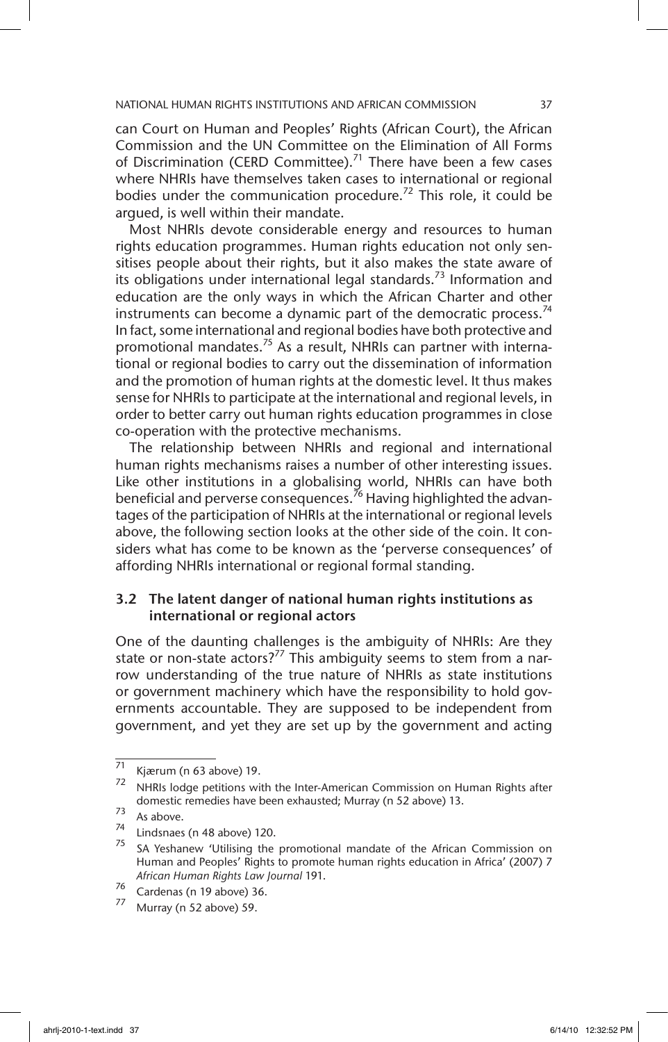can Court on Human and Peoples' Rights (African Court), the African Commission and the UN Committee on the Elimination of All Forms of Discrimination (CERD Committee).[71] There have been a few cases where NHRIs have themselves taken cases to international or regional bodies under the communication procedure.[72] This role, it could be argued, is well within their mandate.

Most NHRIs devote considerable energy and resources to human rights education programmes. Human rights education not only sensitises people about their rights, but it also makes the state aware of its obligations under international legal standards.[73] Information and education are the only ways in which the African Charter and other instruments can become a dynamic part of the democratic process.[74] In fact, some international and regional bodies have both protective and promotional mandates.[75] As a result, NHRIs can partner with international or regional bodies to carry out the dissemination of information and the promotion of human rights at the domestic level. It thus makes sense for NHRIs to participate at the international and regional levels, in order to better carry out human rights education programmes in close co-operation with the protective mechanisms.

The relationship between NHRIs and regional and international human rights mechanisms raises a number of other interesting issues. Like other institutions in a globalising world, NHRIs can have both beneficial and perverse consequences.[76] Having highlighted the advantages of the participation of NHRIs at the international or regional levels above, the following section looks at the other side of the coin. It considers what has come to be known as the 'perverse consequences' of affording NHRIs international or regional formal standing.

### 3.2 The latent danger of national human rights institutions as international or regional actors

One of the daunting challenges is the ambiguity of NHRIs: Are they state or non-state actors?[77] This ambiguity seems to stem from a narrow understanding of the true nature of NHRIs as state institutions or government machinery which have the responsibility to hold governments accountable. They are supposed to be independent from government, and yet they are set up by the government and acting

---

[71] Kjærum (n 63 above) 19.

[72] NHRIs lodge petitions with the Inter-American Commission on Human Rights after domestic remedies have been exhausted; Murray (n 52 above) 13.

[73] As above.

[74] Lindsnaes (n 48 above) 120.

[75] SA Yeshanew 'Utilising the promotional mandate of the African Commission on Human and Peoples' Rights to promote human rights education in Africa' (2007) 7 *African Human Rights Law Journal* 191.

[76] Cardenas (n 19 above) 36.

[77] Murray (n 52 above) 59.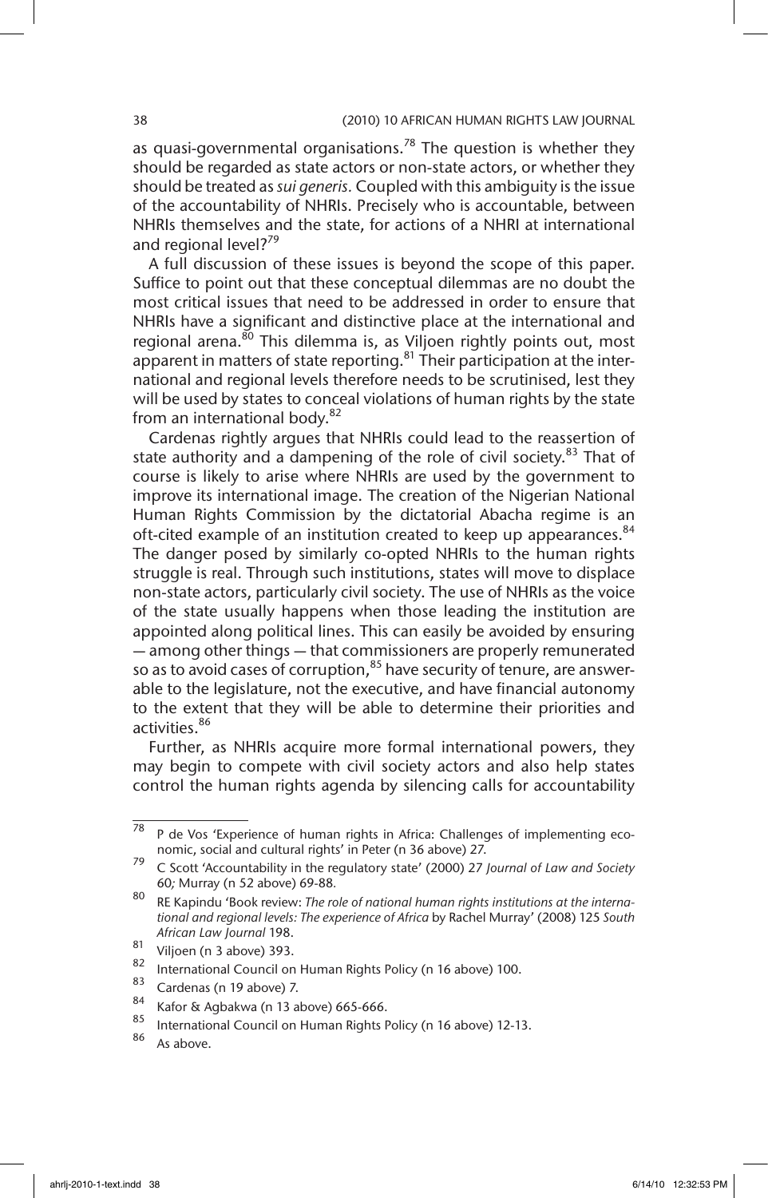as quasi-governmental organisations.[78] The question is whether they should be regarded as state actors or non-state actors, or whether they should be treated as *sui generis.* Coupled with this ambiguity is the issue of the accountability of NHRIs. Precisely who is accountable, between NHRIs themselves and the state, for actions of a NHRI at international and regional level?[79]

A full discussion of these issues is beyond the scope of this paper. Suffice to point out that these conceptual dilemmas are no doubt the most critical issues that need to be addressed in order to ensure that NHRIs have a significant and distinctive place at the international and regional arena.[80] This dilemma is, as Viljoen rightly points out, most apparent in matters of state reporting.[81] Their participation at the international and regional levels therefore needs to be scrutinised, lest they will be used by states to conceal violations of human rights by the state from an international body.[82]

Cardenas rightly argues that NHRIs could lead to the reassertion of state authority and a dampening of the role of civil society.[83] That of course is likely to arise where NHRIs are used by the government to improve its international image. The creation of the Nigerian National Human Rights Commission by the dictatorial Abacha regime is an oft-cited example of an institution created to keep up appearances.[84] The danger posed by similarly co-opted NHRIs to the human rights struggle is real. Through such institutions, states will move to displace non-state actors, particularly civil society. The use of NHRIs as the voice of the state usually happens when those leading the institution are appointed along political lines. This can easily be avoided by ensuring — among other things — that commissioners are properly remunerated so as to avoid cases of corruption,[85] have security of tenure, are answerable to the legislature, not the executive, and have financial autonomy to the extent that they will be able to determine their priorities and activities.[86]

Further, as NHRIs acquire more formal international powers, they may begin to compete with civil society actors and also help states control the human rights agenda by silencing calls for accountability

---

78 P de Vos 'Experience of human rights in Africa: Challenges of implementing economic, social and cultural rights' in Peter (n 36 above) 27.

79 C Scott 'Accountability in the regulatory state' (2000) 27 *Journal of Law and Society* 60*;* Murray (n 52 above) 69-88.

80 RE Kapindu 'Book review: *The role of national human rights institutions at the international and regional levels: The experience of Africa* by Rachel Murray' (2008) 125 *South African Law Journal* 198.

81 Viljoen (n 3 above) 393.

82 International Council on Human Rights Policy (n 16 above) 100.

83 Cardenas (n 19 above) 7.

84 Kafor & Agbakwa (n 13 above) 665-666.

85 International Council on Human Rights Policy (n 16 above) 12-13.

86 As above.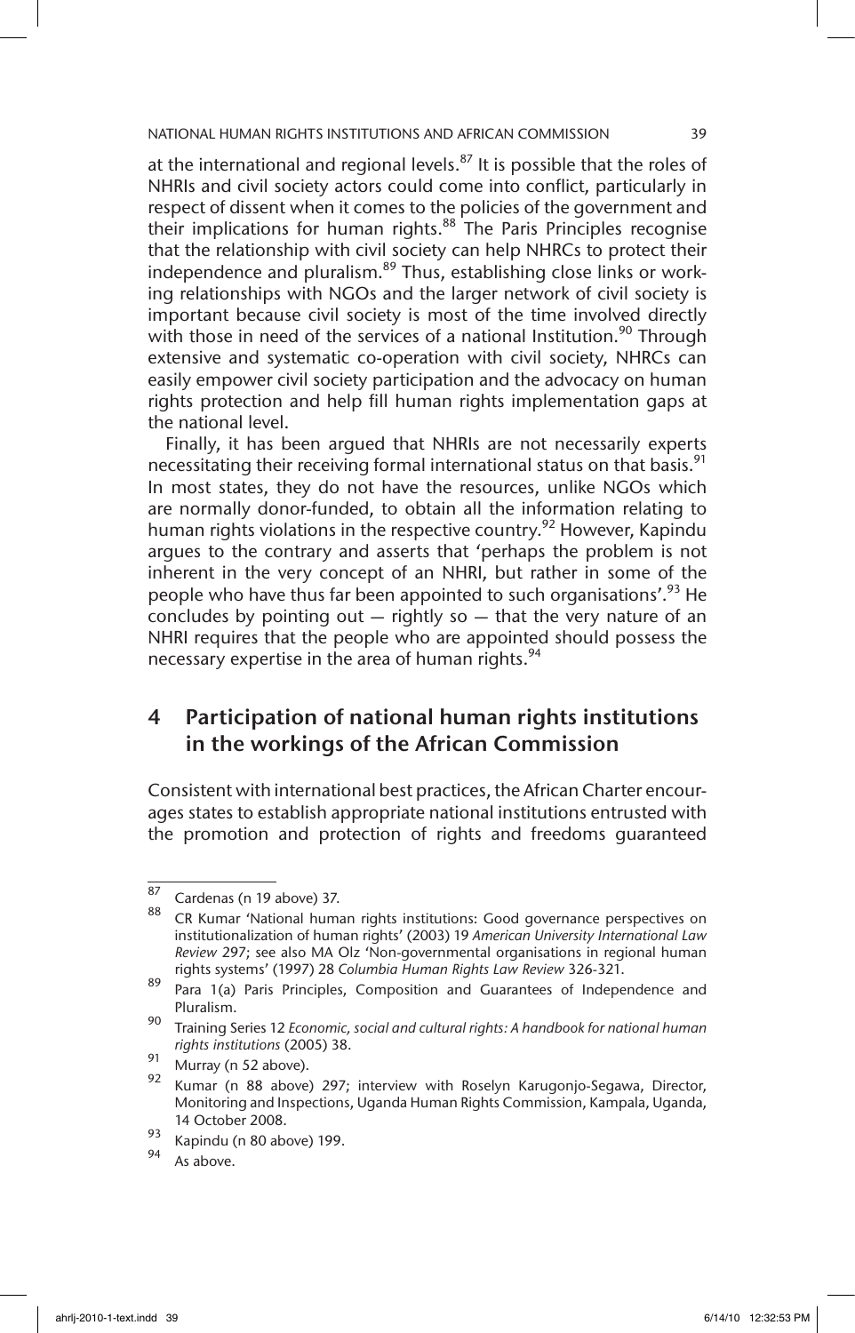at the international and regional levels.[87] It is possible that the roles of NHRIs and civil society actors could come into conflict, particularly in respect of dissent when it comes to the policies of the government and their implications for human rights.[88] The Paris Principles recognise that the relationship with civil society can help NHRCs to protect their independence and pluralism.[89] Thus, establishing close links or working relationships with NGOs and the larger network of civil society is important because civil society is most of the time involved directly with those in need of the services of a national Institution.[90] Through extensive and systematic co-operation with civil society, NHRCs can easily empower civil society participation and the advocacy on human rights protection and help fill human rights implementation gaps at the national level.

Finally, it has been argued that NHRIs are not necessarily experts necessitating their receiving formal international status on that basis.[91] In most states, they do not have the resources, unlike NGOs which are normally donor-funded, to obtain all the information relating to human rights violations in the respective country.[92] However, Kapindu argues to the contrary and asserts that 'perhaps the problem is not inherent in the very concept of an NHRI, but rather in some of the people who have thus far been appointed to such organisations'.[93] He concludes by pointing out — rightly so — that the very nature of an NHRI requires that the people who are appointed should possess the necessary expertise in the area of human rights.[94]

## 4 Participation of national human rights institutions in the workings of the African Commission

Consistent with international best practices, the African Charter encourages states to establish appropriate national institutions entrusted with the promotion and protection of rights and freedoms guaranteed

---

87 Cardenas (n 19 above) 37.

88 CR Kumar 'National human rights institutions: Good governance perspectives on institutionalization of human rights' (2003) 19 *American University International Law Review* 297; see also MA Olz 'Non-governmental organisations in regional human rights systems' (1997) 28 *Columbia Human Rights Law Review* 326-321.

89 Para 1(a) Paris Principles, Composition and Guarantees of Independence and Pluralism.

90 Training Series 12 *Economic, social and cultural rights: A handbook for national human rights institutions* (2005) 38.

91 Murray (n 52 above).

92 Kumar (n 88 above) 297; interview with Roselyn Karugonjo-Segawa, Director, Monitoring and Inspections, Uganda Human Rights Commission, Kampala, Uganda, 14 October 2008.

93 Kapindu (n 80 above) 199.

94 As above.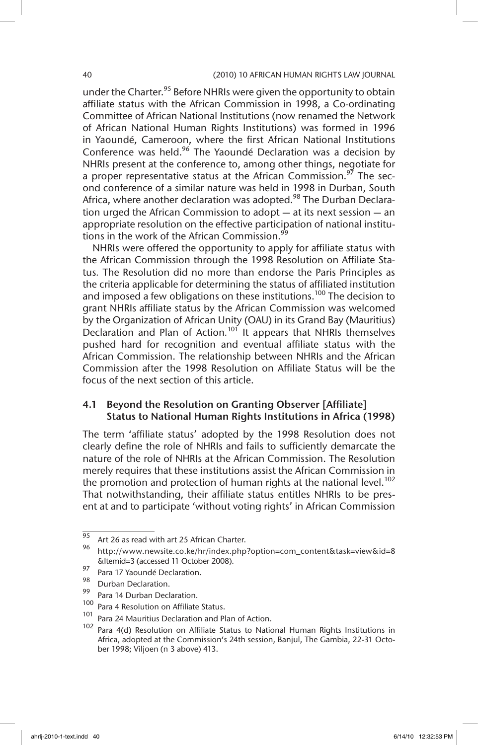under the Charter.[95] Before NHRIs were given the opportunity to obtain affiliate status with the African Commission in 1998, a Co-ordinating Committee of African National Institutions (now renamed the Network of African National Human Rights Institutions) was formed in 1996 in Yaoundé, Cameroon, where the first African National Institutions Conference was held.[96] The Yaoundé Declaration was a decision by NHRIs present at the conference to, among other things, negotiate for a proper representative status at the African Commission.[97] The second conference of a similar nature was held in 1998 in Durban, South Africa, where another declaration was adopted.[98] The Durban Declaration urged the African Commission to adopt — at its next session — an appropriate resolution on the effective participation of national institutions in the work of the African Commission.[99]

NHRIs were offered the opportunity to apply for affiliate status with the African Commission through the 1998 Resolution on Affiliate Status. The Resolution did no more than endorse the Paris Principles as the criteria applicable for determining the status of affiliated institution and imposed a few obligations on these institutions.[100] The decision to grant NHRIs affiliate status by the African Commission was welcomed by the Organization of African Unity (OAU) in its Grand Bay (Mauritius) Declaration and Plan of Action.[101] It appears that NHRIs themselves pushed hard for recognition and eventual affiliate status with the African Commission. The relationship between NHRIs and the African Commission after the 1998 Resolution on Affiliate Status will be the focus of the next section of this article.

### 4.1 Beyond the Resolution on Granting Observer [Affiliate] Status to National Human Rights Institutions in Africa (1998)

The term 'affiliate status' adopted by the 1998 Resolution does not clearly define the role of NHRIs and fails to sufficiently demarcate the nature of the role of NHRIs at the African Commission. The Resolution merely requires that these institutions assist the African Commission in the promotion and protection of human rights at the national level.[102] That notwithstanding, their affiliate status entitles NHRIs to be present at and to participate 'without voting rights' in African Commission

---

95 Art 26 as read with art 25 African Charter.

96 http://www.newsite.co.ke/hr/index.php?option=com_content&task=view&id=8&Itemid=3 (accessed 11 October 2008).

97 Para 17 Yaoundé Declaration.

98 Durban Declaration.

99 Para 14 Durban Declaration.

100 Para 4 Resolution on Affiliate Status.

101 Para 24 Mauritius Declaration and Plan of Action.

102 Para 4(d) Resolution on Affiliate Status to National Human Rights Institutions in Africa, adopted at the Commission's 24th session, Banjul, The Gambia, 22-31 October 1998; Viljoen (n 3 above) 413.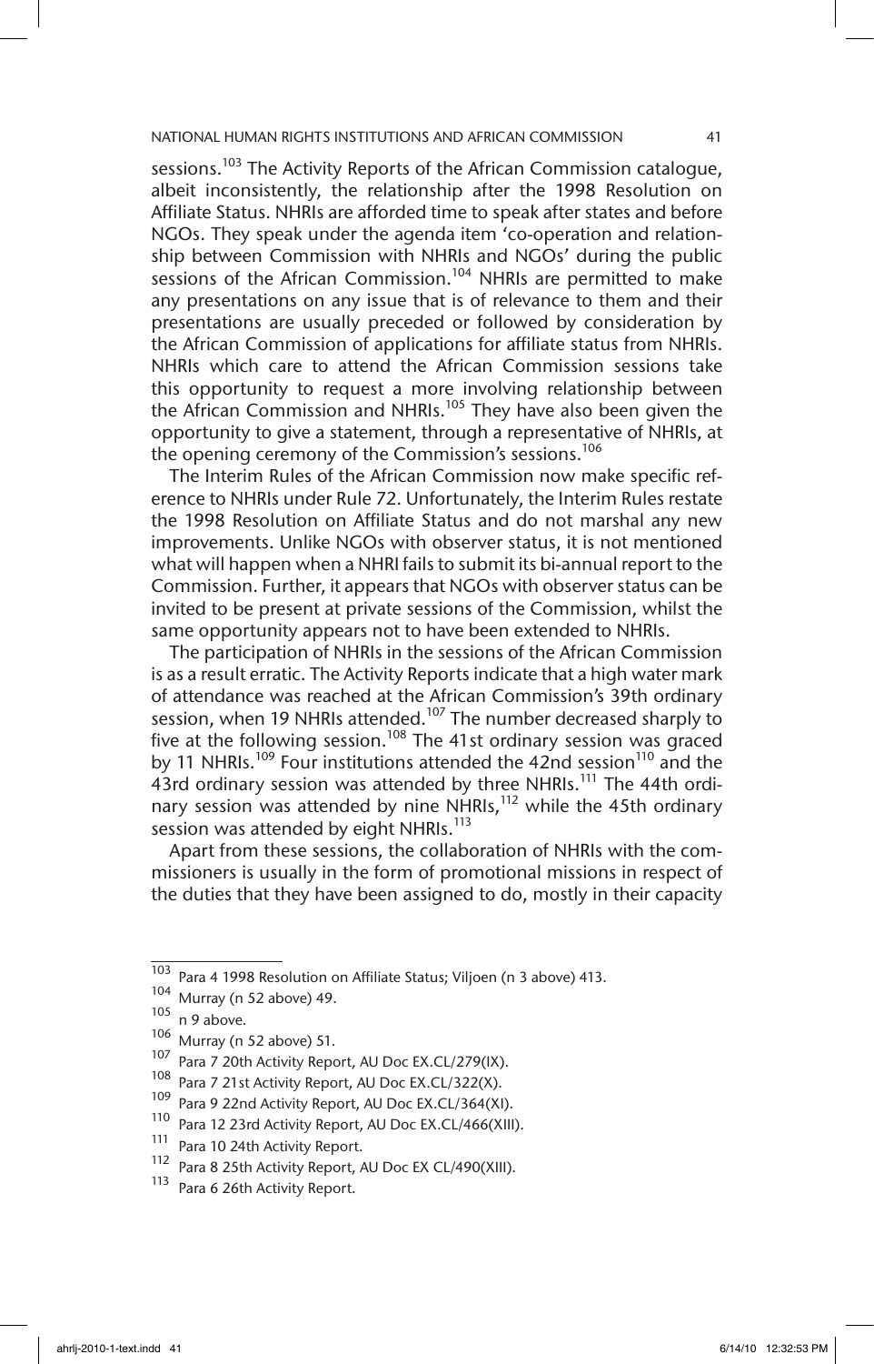sessions.[103] The Activity Reports of the African Commission catalogue, albeit inconsistently, the relationship after the 1998 Resolution on Affiliate Status. NHRIs are afforded time to speak after states and before NGOs. They speak under the agenda item 'co-operation and relationship between Commission with NHRIs and NGOs' during the public sessions of the African Commission.[104] NHRIs are permitted to make any presentations on any issue that is of relevance to them and their presentations are usually preceded or followed by consideration by the African Commission of applications for affiliate status from NHRIs. NHRIs which care to attend the African Commission sessions take this opportunity to request a more involving relationship between the African Commission and NHRIs.[105] They have also been given the opportunity to give a statement, through a representative of NHRIs, at the opening ceremony of the Commission's sessions.[106]

The Interim Rules of the African Commission now make specific reference to NHRIs under Rule 72. Unfortunately, the Interim Rules restate the 1998 Resolution on Affiliate Status and do not marshal any new improvements. Unlike NGOs with observer status, it is not mentioned what will happen when a NHRI fails to submit its bi-annual report to the Commission. Further, it appears that NGOs with observer status can be invited to be present at private sessions of the Commission, whilst the same opportunity appears not to have been extended to NHRIs.

The participation of NHRIs in the sessions of the African Commission is as a result erratic. The Activity Reports indicate that a high water mark of attendance was reached at the African Commission's 39th ordinary session, when 19 NHRIs attended.[107] The number decreased sharply to five at the following session.[108] The 41st ordinary session was graced by 11 NHRIs.[109] Four institutions attended the 42nd session[110] and the 43rd ordinary session was attended by three NHRIs.[111] The 44th ordinary session was attended by nine NHRIs,[112] while the 45th ordinary session was attended by eight NHRIs.[113]

Apart from these sessions, the collaboration of NHRIs with the commissioners is usually in the form of promotional missions in respect of the duties that they have been assigned to do, mostly in their capacity

---

[103] Para 4 1998 Resolution on Affiliate Status; Viljoen (n 3 above) 413.

[104] Murray (n 52 above) 49.

[105] n 9 above.

[106] Murray (n 52 above) 51.

[107] Para 7 20th Activity Report, AU Doc EX.CL/279(IX).

[108] Para 7 21st Activity Report, AU Doc EX.CL/322(X).

[109] Para 9 22nd Activity Report, AU Doc EX.CL/364(XI).

[110] Para 12 23rd Activity Report, AU Doc EX.CL/466(XIII).

[111] Para 10 24th Activity Report.

[112] Para 8 25th Activity Report, AU Doc EX CL/490(XIII).

[113] Para 6 26th Activity Report.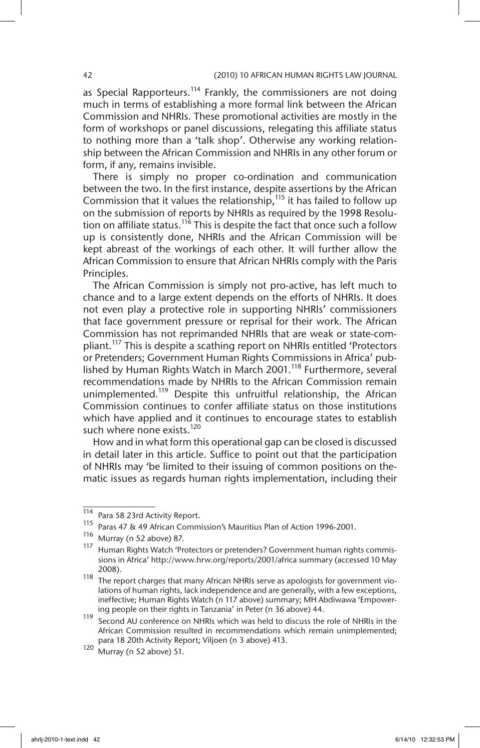as Special Rapporteurs.[114] Frankly, the commissioners are not doing much in terms of establishing a more formal link between the African Commission and NHRIs. These promotional activities are mostly in the form of workshops or panel discussions, relegating this affiliate status to nothing more than a 'talk shop'. Otherwise any working relationship between the African Commission and NHRIs in any other forum or form, if any, remains invisible.

There is simply no proper co-ordination and communication between the two. In the first instance, despite assertions by the African Commission that it values the relationship,[115] it has failed to follow up on the submission of reports by NHRIs as required by the 1998 Resolution on affiliate status.[116] This is despite the fact that once such a follow up is consistently done, NHRIs and the African Commission will be kept abreast of the workings of each other. It will further allow the African Commission to ensure that African NHRIs comply with the Paris Principles.

The African Commission is simply not pro-active, has left much to chance and to a large extent depends on the efforts of NHRIs. It does not even play a protective role in supporting NHRIs' commissioners that face government pressure or reprisal for their work. The African Commission has not reprimanded NHRIs that are weak or state-compliant.[117] This is despite a scathing report on NHRIs entitled 'Protectors or Pretenders; Government Human Rights Commissions in Africa' published by Human Rights Watch in March 2001.[118] Furthermore, several recommendations made by NHRIs to the African Commission remain unimplemented.[119] Despite this unfruitful relationship, the African Commission continues to confer affiliate status on those institutions which have applied and it continues to encourage states to establish such where none exists.[120]

How and in what form this operational gap can be closed is discussed in detail later in this article. Suffice to point out that the participation of NHRIs may 'be limited to their issuing of common positions on thematic issues as regards human rights implementation, including their

---

114 Para 58 23rd Activity Report.

115 Paras 47 & 49 African Commission's Mauritius Plan of Action 1996-2001.

116 Murray (n 52 above) 87.

117 Human Rights Watch 'Protectors or pretenders? Government human rights commissions in Africa' http://www.hrw.org/reports/2001/africa summary (accessed 10 May 2008).

118 The report charges that many African NHRIs serve as apologists for government violations of human rights, lack independence and are generally, with a few exceptions, ineffective; Human Rights Watch (n 117 above) summary; MH Abdiwawa 'Empowering people on their rights in Tanzania' in Peter (n 36 above) 44.

119 Second AU conference on NHRIs which was held to discuss the role of NHRIs in the African Commission resulted in recommendations which remain unimplemented; para 18 20th Activity Report; Viljoen (n 3 above) 413.

120 Murray (n 52 above) 51.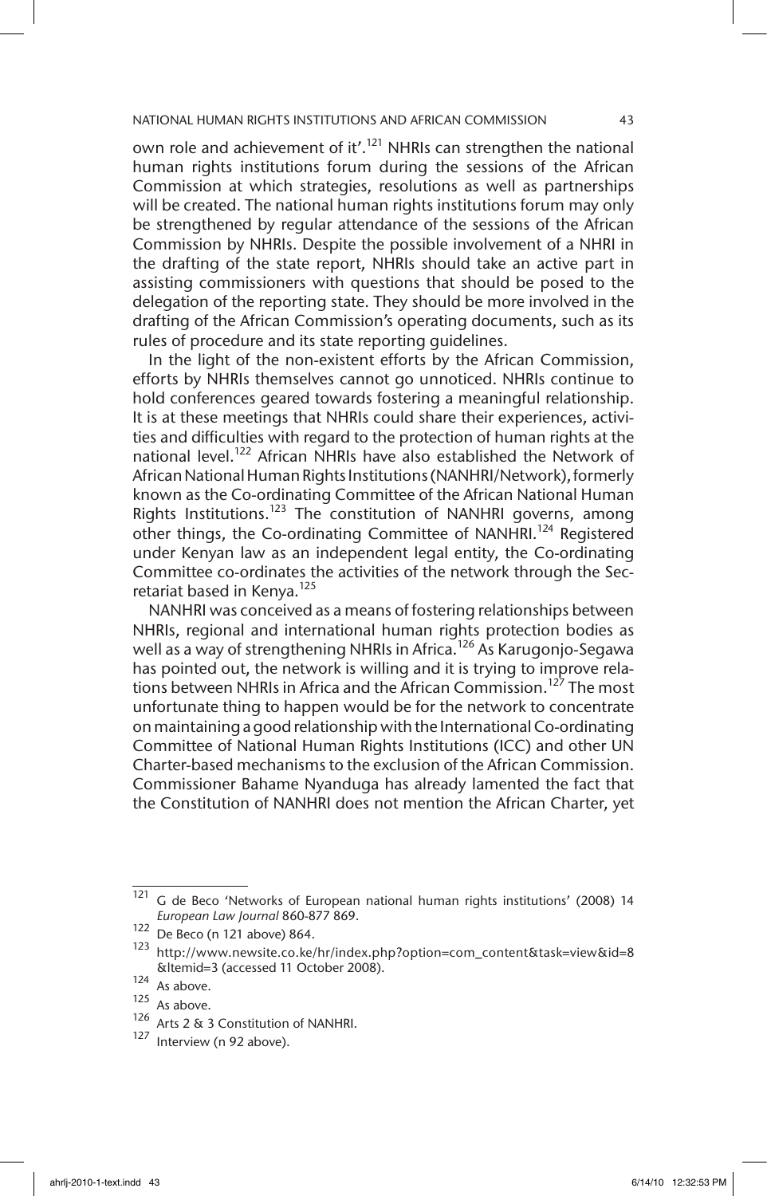own role and achievement of it'.[121] NHRIs can strengthen the national human rights institutions forum during the sessions of the African Commission at which strategies, resolutions as well as partnerships will be created. The national human rights institutions forum may only be strengthened by regular attendance of the sessions of the African Commission by NHRIs. Despite the possible involvement of a NHRI in the drafting of the state report, NHRIs should take an active part in assisting commissioners with questions that should be posed to the delegation of the reporting state. They should be more involved in the drafting of the African Commission's operating documents, such as its rules of procedure and its state reporting guidelines.

In the light of the non-existent efforts by the African Commission, efforts by NHRIs themselves cannot go unnoticed. NHRIs continue to hold conferences geared towards fostering a meaningful relationship. It is at these meetings that NHRIs could share their experiences, activities and difficulties with regard to the protection of human rights at the national level.[122] African NHRIs have also established the Network of African National Human Rights Institutions (NANHRI/Network), formerly known as the Co-ordinating Committee of the African National Human Rights Institutions.[123] The constitution of NANHRI governs, among other things, the Co-ordinating Committee of NANHRI.[124] Registered under Kenyan law as an independent legal entity, the Co-ordinating Committee co-ordinates the activities of the network through the Secretariat based in Kenya.[125]

NANHRI was conceived as a means of fostering relationships between NHRIs, regional and international human rights protection bodies as well as a way of strengthening NHRIs in Africa.[126] As Karugonjo-Segawa has pointed out, the network is willing and it is trying to improve relations between NHRIs in Africa and the African Commission.[127] The most unfortunate thing to happen would be for the network to concentrate on maintaining a good relationship with the International Co-ordinating Committee of National Human Rights Institutions (ICC) and other UN Charter-based mechanisms to the exclusion of the African Commission. Commissioner Bahame Nyanduga has already lamented the fact that the Constitution of NANHRI does not mention the African Charter, yet

---

[121] G de Beco 'Networks of European national human rights institutions' (2008) 14 *European Law Journal* 860-877 869.

[122] De Beco (n 121 above) 864.

[123] http://www.newsite.co.ke/hr/index.php?option=com_content&task=view&id=8&Itemid=3 (accessed 11 October 2008).

[124] As above.

[125] As above.

[126] Arts 2 & 3 Constitution of NANHRI.

[127] Interview (n 92 above).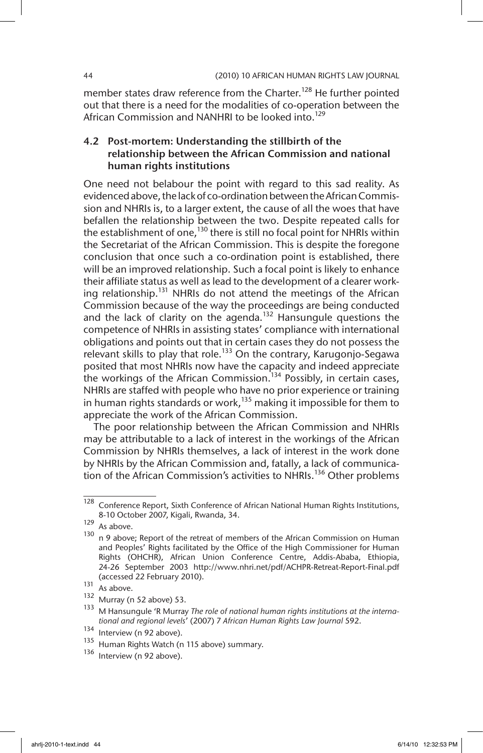member states draw reference from the Charter.[128] He further pointed out that there is a need for the modalities of co-operation between the African Commission and NANHRI to be looked into.[129]

### 4.2 Post-mortem: Understanding the stillbirth of the relationship between the African Commission and national human rights institutions

One need not belabour the point with regard to this sad reality. As evidenced above, the lack of co-ordination between the African Commission and NHRIs is, to a larger extent, the cause of all the woes that have befallen the relationship between the two. Despite repeated calls for the establishment of one,[130] there is still no focal point for NHRIs within the Secretariat of the African Commission. This is despite the foregone conclusion that once such a co-ordination point is established, there will be an improved relationship. Such a focal point is likely to enhance their affiliate status as well as lead to the development of a clearer working relationship.[131] NHRIs do not attend the meetings of the African Commission because of the way the proceedings are being conducted and the lack of clarity on the agenda.[132] Hansungule questions the competence of NHRIs in assisting states' compliance with international obligations and points out that in certain cases they do not possess the relevant skills to play that role.[133] On the contrary, Karugonjo-Segawa posited that most NHRIs now have the capacity and indeed appreciate the workings of the African Commission.[134] Possibly, in certain cases, NHRIs are staffed with people who have no prior experience or training in human rights standards or work,[135] making it impossible for them to appreciate the work of the African Commission.

The poor relationship between the African Commission and NHRIs may be attributable to a lack of interest in the workings of the African Commission by NHRIs themselves, a lack of interest in the work done by NHRIs by the African Commission and, fatally, a lack of communication of the African Commission's activities to NHRIs.[136] Other problems

---

[128] Conference Report, Sixth Conference of African National Human Rights Institutions, 8-10 October 2007, Kigali, Rwanda, 34.

[129] As above.

[130] n 9 above; Report of the retreat of members of the African Commission on Human and Peoples' Rights facilitated by the Office of the High Commissioner for Human Rights (OHCHR), African Union Conference Centre, Addis-Ababa, Ethiopia, 24-26 September 2003 http://www.nhri.net/pdf/ACHPR-Retreat-Report-Final.pdf (accessed 22 February 2010).

[131] As above.

[132] Murray (n 52 above) 53.

[133] M Hansungule 'R Murray *The role of national human rights institutions at the international and regional levels*' (2007) 7 *African Human Rights Law Journal* 592.

[134] Interview (n 92 above).

[135] Human Rights Watch (n 115 above) summary.

[136] Interview (n 92 above).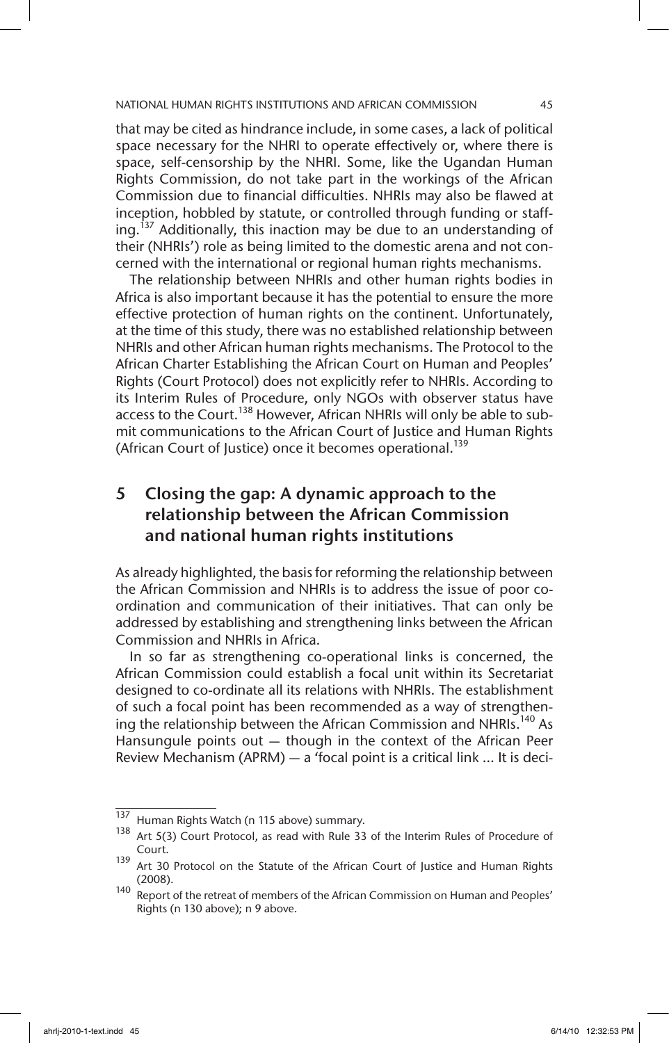that may be cited as hindrance include, in some cases, a lack of political space necessary for the NHRI to operate effectively or, where there is space, self-censorship by the NHRI. Some, like the Ugandan Human Rights Commission, do not take part in the workings of the African Commission due to financial difficulties. NHRIs may also be flawed at inception, hobbled by statute, or controlled through funding or staffing.[137] Additionally, this inaction may be due to an understanding of their (NHRIs') role as being limited to the domestic arena and not concerned with the international or regional human rights mechanisms.

The relationship between NHRIs and other human rights bodies in Africa is also important because it has the potential to ensure the more effective protection of human rights on the continent. Unfortunately, at the time of this study, there was no established relationship between NHRIs and other African human rights mechanisms. The Protocol to the African Charter Establishing the African Court on Human and Peoples' Rights (Court Protocol) does not explicitly refer to NHRIs. According to its Interim Rules of Procedure, only NGOs with observer status have access to the Court.[138] However, African NHRIs will only be able to submit communications to the African Court of Justice and Human Rights (African Court of Justice) once it becomes operational.[139]

## 5 Closing the gap: A dynamic approach to the relationship between the African Commission and national human rights institutions

As already highlighted, the basis for reforming the relationship between the African Commission and NHRIs is to address the issue of poor co-ordination and communication of their initiatives. That can only be addressed by establishing and strengthening links between the African Commission and NHRIs in Africa.

In so far as strengthening co-operational links is concerned, the African Commission could establish a focal unit within its Secretariat designed to co-ordinate all its relations with NHRIs. The establishment of such a focal point has been recommended as a way of strengthening the relationship between the African Commission and NHRIs.[140] As Hansungule points out — though in the context of the African Peer Review Mechanism (APRM) — a 'focal point is a critical link ... It is deci-

---

137 Human Rights Watch (n 115 above) summary.

138 Art 5(3) Court Protocol, as read with Rule 33 of the Interim Rules of Procedure of Court.

139 Art 30 Protocol on the Statute of the African Court of Justice and Human Rights (2008).

140 Report of the retreat of members of the African Commission on Human and Peoples' Rights (n 130 above); n 9 above.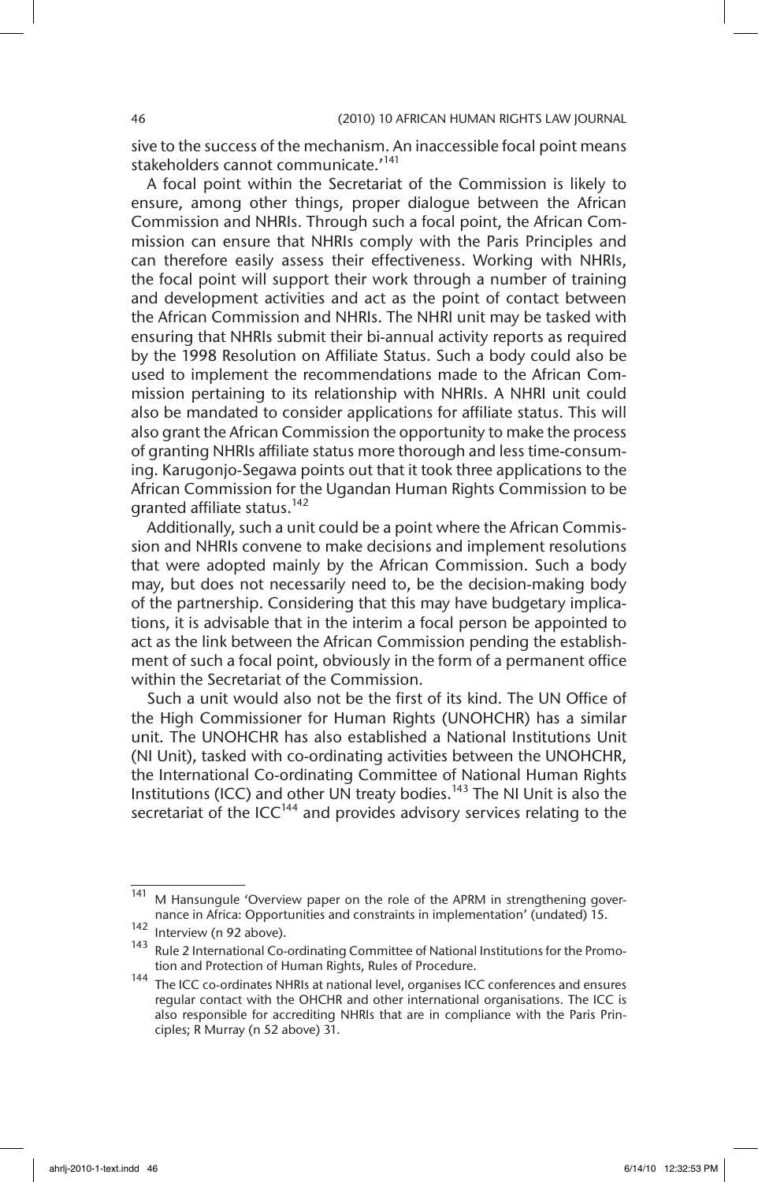sive to the success of the mechanism. An inaccessible focal point means stakeholders cannot communicate.'[141]

A focal point within the Secretariat of the Commission is likely to ensure, among other things, proper dialogue between the African Commission and NHRIs. Through such a focal point, the African Commission can ensure that NHRIs comply with the Paris Principles and can therefore easily assess their effectiveness. Working with NHRIs, the focal point will support their work through a number of training and development activities and act as the point of contact between the African Commission and NHRIs. The NHRI unit may be tasked with ensuring that NHRIs submit their bi-annual activity reports as required by the 1998 Resolution on Affiliate Status. Such a body could also be used to implement the recommendations made to the African Commission pertaining to its relationship with NHRIs. A NHRI unit could also be mandated to consider applications for affiliate status. This will also grant the African Commission the opportunity to make the process of granting NHRIs affiliate status more thorough and less time-consuming. Karugonjo-Segawa points out that it took three applications to the African Commission for the Ugandan Human Rights Commission to be granted affiliate status.[142]

Additionally, such a unit could be a point where the African Commission and NHRIs convene to make decisions and implement resolutions that were adopted mainly by the African Commission. Such a body may, but does not necessarily need to, be the decision-making body of the partnership. Considering that this may have budgetary implications, it is advisable that in the interim a focal person be appointed to act as the link between the African Commission pending the establishment of such a focal point, obviously in the form of a permanent office within the Secretariat of the Commission.

Such a unit would also not be the first of its kind. The UN Office of the High Commissioner for Human Rights (UNOHCHR) has a similar unit. The UNOHCHR has also established a National Institutions Unit (NI Unit), tasked with co-ordinating activities between the UNOHCHR, the International Co-ordinating Committee of National Human Rights Institutions (ICC) and other UN treaty bodies.[143] The NI Unit is also the secretariat of the ICC[144] and provides advisory services relating to the

---

[141] M Hansungule 'Overview paper on the role of the APRM in strengthening governance in Africa: Opportunities and constraints in implementation' (undated) 15.

[142] Interview (n 92 above).

[143] Rule 2 International Co-ordinating Committee of National Institutions for the Promotion and Protection of Human Rights, Rules of Procedure.

[144] The ICC co-ordinates NHRIs at national level, organises ICC conferences and ensures regular contact with the OHCHR and other international organisations. The ICC is also responsible for accrediting NHRIs that are in compliance with the Paris Principles; R Murray (n 52 above) 31.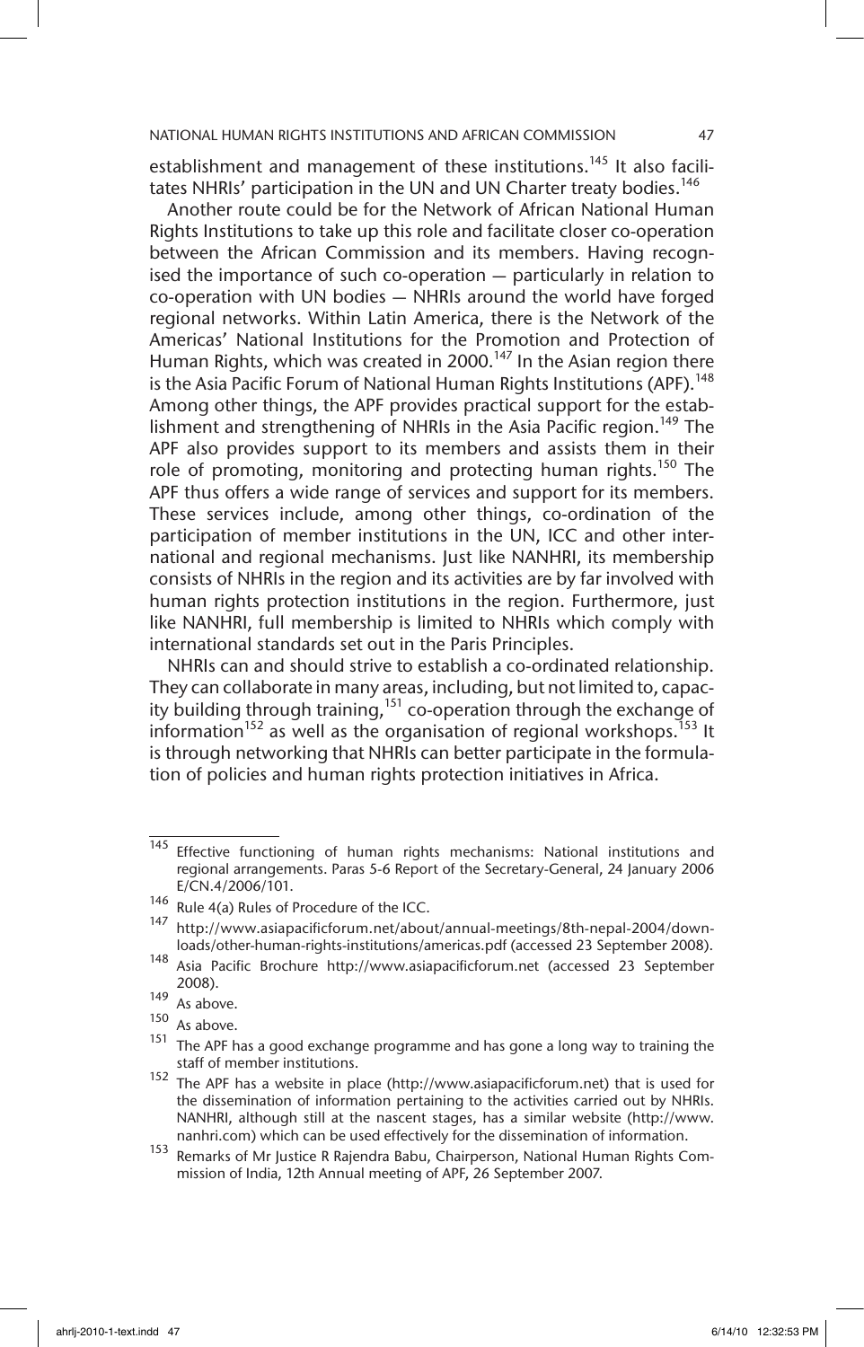establishment and management of these institutions.[145] It also facilitates NHRIs' participation in the UN and UN Charter treaty bodies.[146]

Another route could be for the Network of African National Human Rights Institutions to take up this role and facilitate closer co-operation between the African Commission and its members. Having recognised the importance of such co-operation — particularly in relation to co-operation with UN bodies — NHRIs around the world have forged regional networks. Within Latin America, there is the Network of the Americas' National Institutions for the Promotion and Protection of Human Rights, which was created in 2000.[147] In the Asian region there is the Asia Pacific Forum of National Human Rights Institutions (APF).[148] Among other things, the APF provides practical support for the establishment and strengthening of NHRIs in the Asia Pacific region.[149] The APF also provides support to its members and assists them in their role of promoting, monitoring and protecting human rights.[150] The APF thus offers a wide range of services and support for its members. These services include, among other things, co-ordination of the participation of member institutions in the UN, ICC and other international and regional mechanisms. Just like NANHRI, its membership consists of NHRIs in the region and its activities are by far involved with human rights protection institutions in the region. Furthermore, just like NANHRI, full membership is limited to NHRIs which comply with international standards set out in the Paris Principles.

NHRIs can and should strive to establish a co-ordinated relationship. They can collaborate in many areas, including, but not limited to, capacity building through training,[151] co-operation through the exchange of information[152] as well as the organisation of regional workshops.[153] It is through networking that NHRIs can better participate in the formulation of policies and human rights protection initiatives in Africa.

---

[145] Effective functioning of human rights mechanisms: National institutions and regional arrangements. Paras 5-6 Report of the Secretary-General, 24 January 2006 E/CN.4/2006/101.

[146] Rule 4(a) Rules of Procedure of the ICC.

[147] http://www.asiapacificforum.net/about/annual-meetings/8th-nepal-2004/downloads/other-human-rights-institutions/americas.pdf (accessed 23 September 2008).

[148] Asia Pacific Brochure http://www.asiapacificforum.net (accessed 23 September 2008).

[149] As above.

[150] As above.

[151] The APF has a good exchange programme and has gone a long way to training the staff of member institutions.

[152] The APF has a website in place (http://www.asiapacificforum.net) that is used for the dissemination of information pertaining to the activities carried out by NHRIs. NANHRI, although still at the nascent stages, has a similar website (http://www.nanhri.com) which can be used effectively for the dissemination of information.

[153] Remarks of Mr Justice R Rajendra Babu, Chairperson, National Human Rights Commission of India, 12th Annual meeting of APF, 26 September 2007.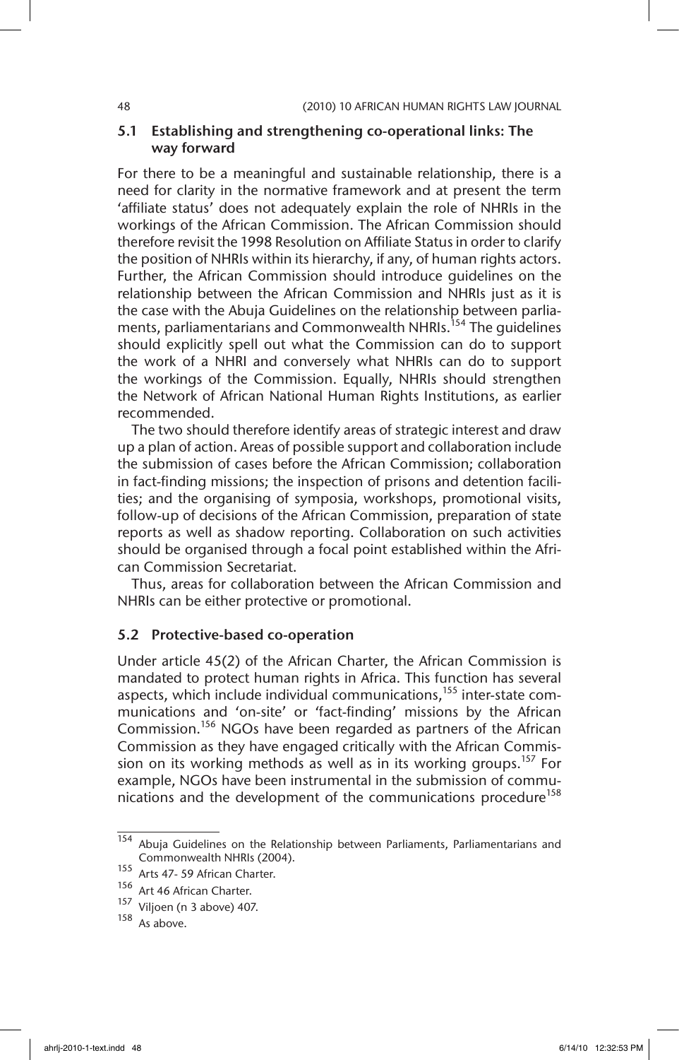### 5.1 Establishing and strengthening co-operational links: The way forward

For there to be a meaningful and sustainable relationship, there is a need for clarity in the normative framework and at present the term 'affiliate status' does not adequately explain the role of NHRIs in the workings of the African Commission. The African Commission should therefore revisit the 1998 Resolution on Affiliate Status in order to clarify the position of NHRIs within its hierarchy, if any, of human rights actors. Further, the African Commission should introduce guidelines on the relationship between the African Commission and NHRIs just as it is the case with the Abuja Guidelines on the relationship between parliaments, parliamentarians and Commonwealth NHRIs.[154] The guidelines should explicitly spell out what the Commission can do to support the work of a NHRI and conversely what NHRIs can do to support the workings of the Commission. Equally, NHRIs should strengthen the Network of African National Human Rights Institutions, as earlier recommended.

The two should therefore identify areas of strategic interest and draw up a plan of action. Areas of possible support and collaboration include the submission of cases before the African Commission; collaboration in fact-finding missions; the inspection of prisons and detention facilities; and the organising of symposia, workshops, promotional visits, follow-up of decisions of the African Commission, preparation of state reports as well as shadow reporting. Collaboration on such activities should be organised through a focal point established within the African Commission Secretariat.

Thus, areas for collaboration between the African Commission and NHRIs can be either protective or promotional.

### 5.2 Protective-based co-operation

Under article 45(2) of the African Charter, the African Commission is mandated to protect human rights in Africa. This function has several aspects, which include individual communications,[155] inter-state communications and 'on-site' or 'fact-finding' missions by the African Commission.[156] NGOs have been regarded as partners of the African Commission as they have engaged critically with the African Commission on its working methods as well as in its working groups.[157] For example, NGOs have been instrumental in the submission of communications and the development of the communications procedure[158]

---

[154] Abuja Guidelines on the Relationship between Parliaments, Parliamentarians and Commonwealth NHRIs (2004).

[155] Arts 47- 59 African Charter.

[156] Art 46 African Charter.

[157] Viljoen (n 3 above) 407.

[158] As above.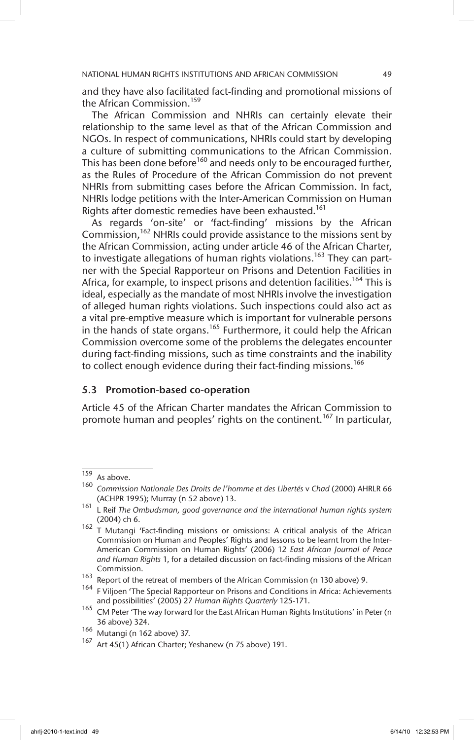and they have also facilitated fact-finding and promotional missions of the African Commission.[159]

The African Commission and NHRIs can certainly elevate their relationship to the same level as that of the African Commission and NGOs. In respect of communications, NHRIs could start by developing a culture of submitting communications to the African Commission. This has been done before[160] and needs only to be encouraged further, as the Rules of Procedure of the African Commission do not prevent NHRIs from submitting cases before the African Commission. In fact, NHRIs lodge petitions with the Inter-American Commission on Human Rights after domestic remedies have been exhausted.[161]

As regards 'on-site' or 'fact-finding' missions by the African Commission,[162] NHRIs could provide assistance to the missions sent by the African Commission, acting under article 46 of the African Charter, to investigate allegations of human rights violations.[163] They can partner with the Special Rapporteur on Prisons and Detention Facilities in Africa, for example, to inspect prisons and detention facilities.[164] This is ideal, especially as the mandate of most NHRIs involve the investigation of alleged human rights violations. Such inspections could also act as a vital pre-emptive measure which is important for vulnerable persons in the hands of state organs.[165] Furthermore, it could help the African Commission overcome some of the problems the delegates encounter during fact-finding missions, such as time constraints and the inability to collect enough evidence during their fact-finding missions.[166]

### 5.3 Promotion-based co-operation

Article 45 of the African Charter mandates the African Commission to promote human and peoples' rights on the continent.[167] In particular,

---

[159] As above.

[160] *Commission Nationale Des Droits de l'homme et des Libertés* v *Chad* (2000) AHRLR 66 (ACHPR 1995); Murray (n 52 above) 13.

[161] L Reif *The Ombudsman, good governance and the international human rights system* (2004) ch 6.

[162] T Mutangi 'Fact-finding missions or omissions: A critical analysis of the African Commission on Human and Peoples' Rights and lessons to be learnt from the Inter-American Commission on Human Rights' (2006) 12 *East African Journal of Peace and Human Rights* 1, for a detailed discussion on fact-finding missions of the African Commission.

[163] Report of the retreat of members of the African Commission (n 130 above) 9.

[164] F Viljoen 'The Special Rapporteur on Prisons and Conditions in Africa: Achievements and possibilities' (2005) 27 *Human Rights Quarterly* 125-171.

[165] CM Peter 'The way forward for the East African Human Rights Institutions' in Peter (n 36 above) 324.

[166] Mutangi (n 162 above) 37.

[167] Art 45(1) African Charter; Yeshanew (n 75 above) 191.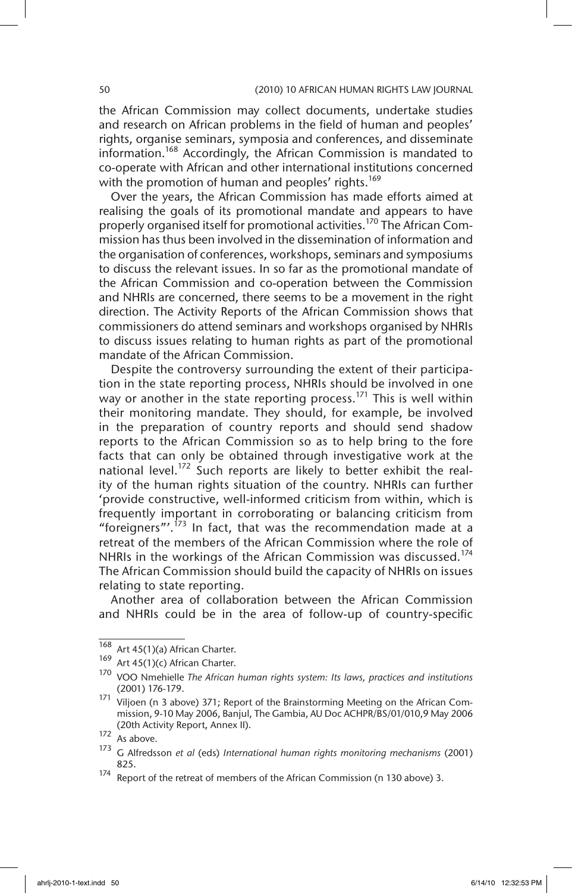the African Commission may collect documents, undertake studies and research on African problems in the field of human and peoples' rights, organise seminars, symposia and conferences, and disseminate information.[168] Accordingly, the African Commission is mandated to co-operate with African and other international institutions concerned with the promotion of human and peoples' rights.[169]

Over the years, the African Commission has made efforts aimed at realising the goals of its promotional mandate and appears to have properly organised itself for promotional activities.[170] The African Commission has thus been involved in the dissemination of information and the organisation of conferences, workshops, seminars and symposiums to discuss the relevant issues. In so far as the promotional mandate of the African Commission and co-operation between the Commission and NHRIs are concerned, there seems to be a movement in the right direction. The Activity Reports of the African Commission shows that commissioners do attend seminars and workshops organised by NHRIs to discuss issues relating to human rights as part of the promotional mandate of the African Commission.

Despite the controversy surrounding the extent of their participation in the state reporting process, NHRIs should be involved in one way or another in the state reporting process.[171] This is well within their monitoring mandate. They should, for example, be involved in the preparation of country reports and should send shadow reports to the African Commission so as to help bring to the fore facts that can only be obtained through investigative work at the national level.[172] Such reports are likely to better exhibit the reality of the human rights situation of the country. NHRIs can further 'provide constructive, well-informed criticism from within, which is frequently important in corroborating or balancing criticism from "foreigners"'.[173] In fact, that was the recommendation made at a retreat of the members of the African Commission where the role of NHRIs in the workings of the African Commission was discussed.[174] The African Commission should build the capacity of NHRIs on issues relating to state reporting.

Another area of collaboration between the African Commission and NHRIs could be in the area of follow-up of country-specific

---

168 Art 45(1)(a) African Charter.

169 Art 45(1)(c) African Charter.

170 VOO Nmehielle *The African human rights system: Its laws, practices and institutions* (2001) 176-179.

171 Viljoen (n 3 above) 371; Report of the Brainstorming Meeting on the African Commission, 9-10 May 2006, Banjul, The Gambia, AU Doc ACHPR/BS/01/010,9 May 2006 (20th Activity Report, Annex II).

172 As above.

173 G Alfredsson *et al* (eds) *International human rights monitoring mechanisms* (2001) 825.

174 Report of the retreat of members of the African Commission (n 130 above) 3.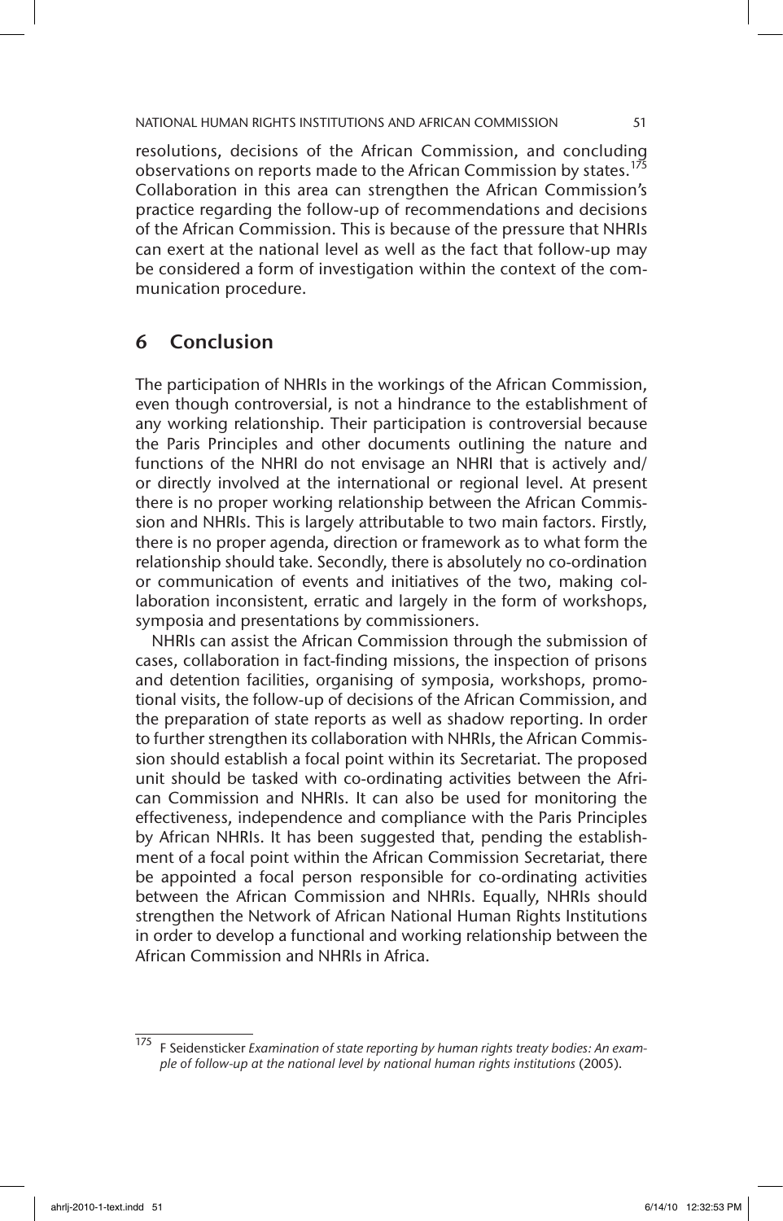resolutions, decisions of the African Commission, and concluding observations on reports made to the African Commission by states.[175] Collaboration in this area can strengthen the African Commission's practice regarding the follow-up of recommendations and decisions of the African Commission. This is because of the pressure that NHRIs can exert at the national level as well as the fact that follow-up may be considered a form of investigation within the context of the communication procedure.

## 6 Conclusion

The participation of NHRIs in the workings of the African Commission, even though controversial, is not a hindrance to the establishment of any working relationship. Their participation is controversial because the Paris Principles and other documents outlining the nature and functions of the NHRI do not envisage an NHRI that is actively and/or directly involved at the international or regional level. At present there is no proper working relationship between the African Commission and NHRIs. This is largely attributable to two main factors. Firstly, there is no proper agenda, direction or framework as to what form the relationship should take. Secondly, there is absolutely no co-ordination or communication of events and initiatives of the two, making collaboration inconsistent, erratic and largely in the form of workshops, symposia and presentations by commissioners.

NHRIs can assist the African Commission through the submission of cases, collaboration in fact-finding missions, the inspection of prisons and detention facilities, organising of symposia, workshops, promotional visits, the follow-up of decisions of the African Commission, and the preparation of state reports as well as shadow reporting. In order to further strengthen its collaboration with NHRIs, the African Commission should establish a focal point within its Secretariat. The proposed unit should be tasked with co-ordinating activities between the African Commission and NHRIs. It can also be used for monitoring the effectiveness, independence and compliance with the Paris Principles by African NHRIs. It has been suggested that, pending the establishment of a focal point within the African Commission Secretariat, there be appointed a focal person responsible for co-ordinating activities between the African Commission and NHRIs. Equally, NHRIs should strengthen the Network of African National Human Rights Institutions in order to develop a functional and working relationship between the African Commission and NHRIs in Africa.

---

[175] F Seidensticker *Examination of state reporting by human rights treaty bodies: An example of follow-up at the national level by national human rights institutions* (2005).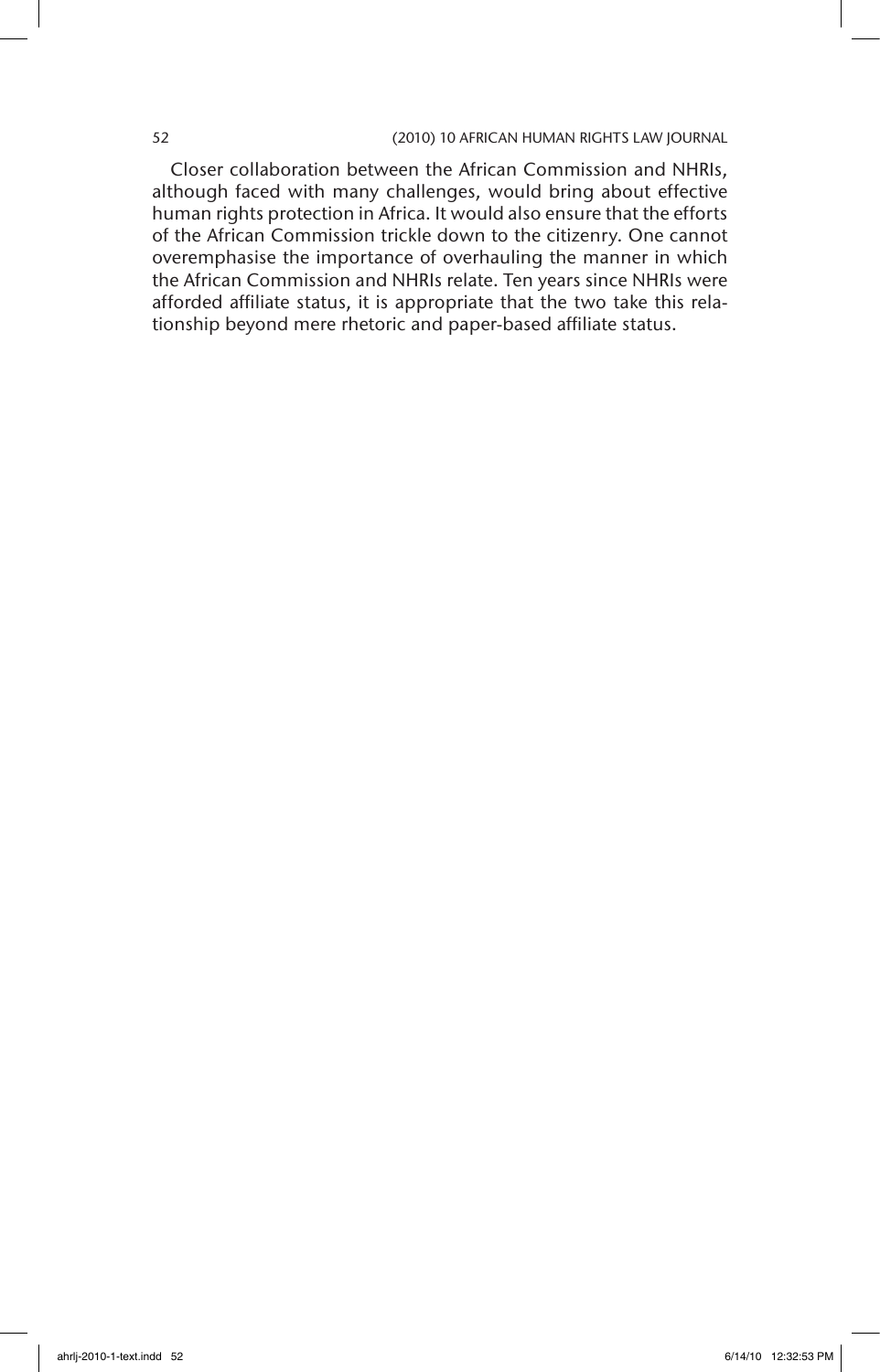Closer collaboration between the African Commission and NHRIs, although faced with many challenges, would bring about effective human rights protection in Africa. It would also ensure that the efforts of the African Commission trickle down to the citizenry. One cannot overemphasise the importance of overhauling the manner in which the African Commission and NHRIs relate. Ten years since NHRIs were afforded affiliate status, it is appropriate that the two take this relationship beyond mere rhetoric and paper-based affiliate status.